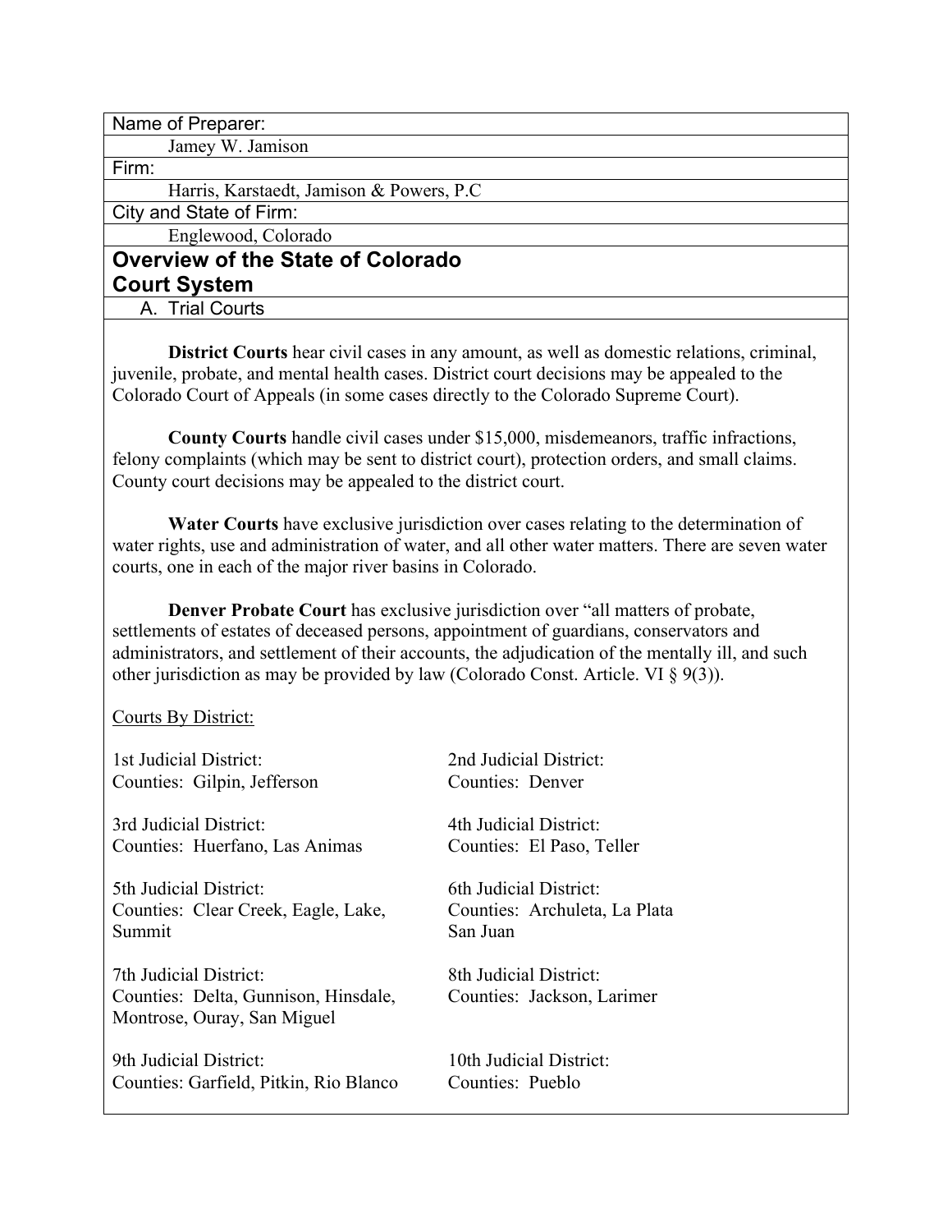Name of Preparer:

Jamey W. Jamison

Firm:

Harris, Karstaedt, Jamison & Powers, P.C

City and State of Firm:

Englewood, Colorado

# Overview of the State of Colorado Court System

## A. Trial Courts

**District Courts** hear civil cases in any amount, as well as domestic relations, criminal, juvenile, probate, and mental health cases. District court decisions may be appealed to the Colorado Court of Appeals (in some cases directly to the Colorado Supreme Court).

**County Courts** handle civil cases under $15,000, misdemeanors, traffic infractions, felony complaints (which may be sent to district court), protection orders, and small claims. County court decisions may be appealed to the district court.

**Water Courts** have exclusive jurisdiction over cases relating to the determination of water rights, use and administration of water, and all other water matters. There are seven water courts, one in each of the major river basins in Colorado.

**Denver Probate Court** has exclusive jurisdiction over "all matters of probate, settlements of estates of deceased persons, appointment of guardians, conservators and administrators, and settlement of their accounts, the adjudication of the mentally ill, and such other jurisdiction as may be provided by law (Colorado Const. Article. VI § 9(3)).

Courts By District:

1st Judicial District:
Counties: Gilpin, Jefferson

2nd Judicial District:
Counties: Denver

3rd Judicial District:
Counties: Huerfano, Las Animas

4th Judicial District:
Counties: El Paso, Teller

5th Judicial District:
Counties: Clear Creek, Eagle, Lake, Summit

6th Judicial District:
Counties: Archuleta, La Plata San Juan

7th Judicial District:
Counties: Delta, Gunnison, Hinsdale, Montrose, Ouray, San Miguel

8th Judicial District:
Counties: Jackson, Larimer

9th Judicial District:
Counties: Garfield, Pitkin, Rio Blanco

10th Judicial District:
Counties: Pueblo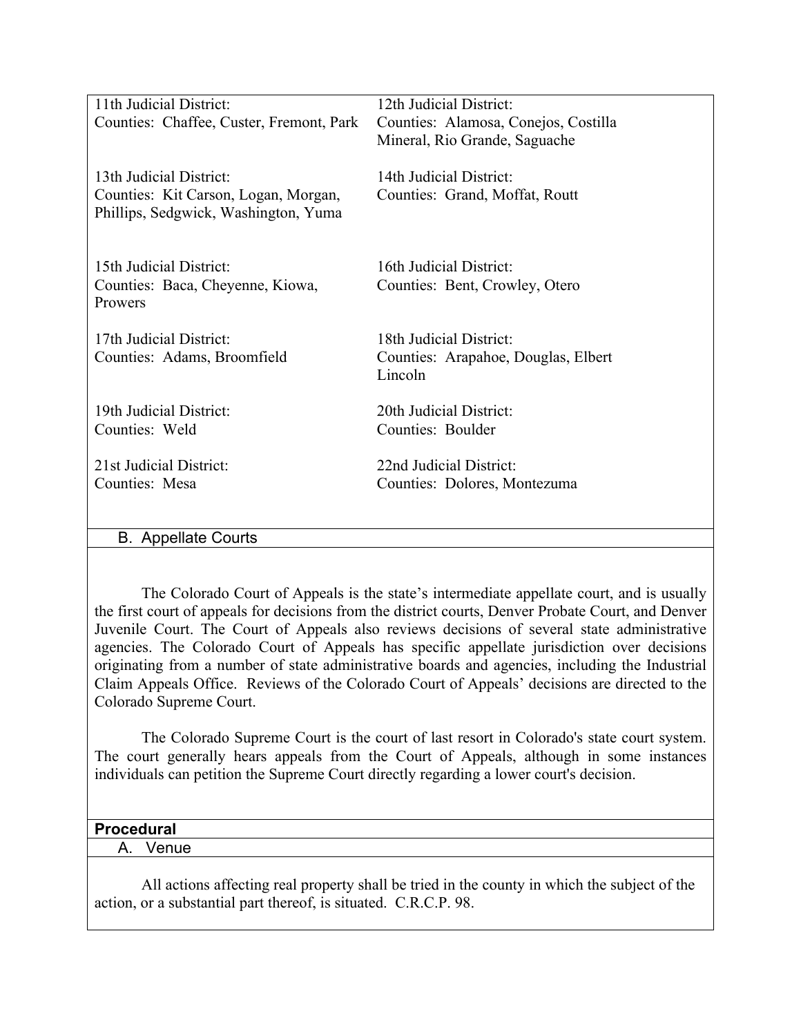| | |
|---|---|
| 11th Judicial District:<br>Counties: Chaffee, Custer, Fremont, Park | 12th Judicial District:<br>Counties: Alamosa, Conejos, Costilla Mineral, Rio Grande, Saguache |
| 13th Judicial District:<br>Counties: Kit Carson, Logan, Morgan, Phillips, Sedgwick, Washington, Yuma | 14th Judicial District:<br>Counties: Grand, Moffat, Routt |
| 15th Judicial District:<br>Counties: Baca, Cheyenne, Kiowa, Prowers | 16th Judicial District:<br>Counties: Bent, Crowley, Otero |
| 17th Judicial District:<br>Counties: Adams, Broomfield | 18th Judicial District:<br>Counties: Arapahoe, Douglas, Elbert Lincoln |
| 19th Judicial District:<br>Counties: Weld | 20th Judicial District:<br>Counties: Boulder |
| 21st Judicial District:<br>Counties: Mesa | 22nd Judicial District:<br>Counties: Dolores, Montezuma |

### B. Appellate Courts

The Colorado Court of Appeals is the state's intermediate appellate court, and is usually the first court of appeals for decisions from the district courts, Denver Probate Court, and Denver Juvenile Court. The Court of Appeals also reviews decisions of several state administrative agencies. The Colorado Court of Appeals has specific appellate jurisdiction over decisions originating from a number of state administrative boards and agencies, including the Industrial Claim Appeals Office. Reviews of the Colorado Court of Appeals' decisions are directed to the Colorado Supreme Court.

The Colorado Supreme Court is the court of last resort in Colorado's state court system. The court generally hears appeals from the Court of Appeals, although in some instances individuals can petition the Supreme Court directly regarding a lower court's decision.

## Procedural

### A. Venue

All actions affecting real property shall be tried in the county in which the subject of the action, or a substantial part thereof, is situated. C.R.C.P. 98.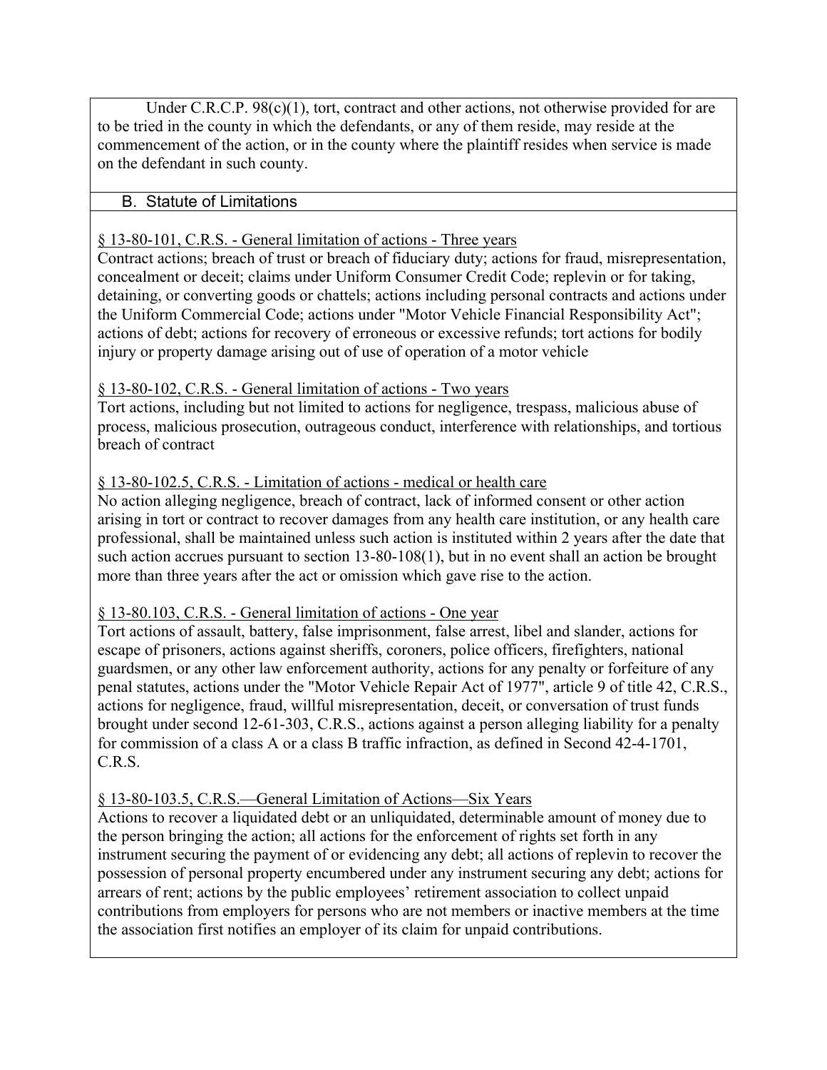Under C.R.C.P. 98(c)(1), tort, contract and other actions, not otherwise provided for are to be tried in the county in which the defendants, or any of them reside, may reside at the commencement of the action, or in the county where the plaintiff resides when service is made on the defendant in such county.

## B. Statute of Limitations

§ 13-80-101, C.R.S. - General limitation of actions - Three years

Contract actions; breach of trust or breach of fiduciary duty; actions for fraud, misrepresentation, concealment or deceit; claims under Uniform Consumer Credit Code; replevin or for taking, detaining, or converting goods or chattels; actions including personal contracts and actions under the Uniform Commercial Code; actions under "Motor Vehicle Financial Responsibility Act"; actions of debt; actions for recovery of erroneous or excessive refunds; tort actions for bodily injury or property damage arising out of use of operation of a motor vehicle

§ 13-80-102, C.R.S. - General limitation of actions - Two years

Tort actions, including but not limited to actions for negligence, trespass, malicious abuse of process, malicious prosecution, outrageous conduct, interference with relationships, and tortious breach of contract

§ 13-80-102.5, C.R.S. - Limitation of actions - medical or health care

No action alleging negligence, breach of contract, lack of informed consent or other action arising in tort or contract to recover damages from any health care institution, or any health care professional, shall be maintained unless such action is instituted within 2 years after the date that such action accrues pursuant to section 13-80-108(1), but in no event shall an action be brought more than three years after the act or omission which gave rise to the action.

§ 13-80.103, C.R.S. - General limitation of actions - One year

Tort actions of assault, battery, false imprisonment, false arrest, libel and slander, actions for escape of prisoners, actions against sheriffs, coroners, police officers, firefighters, national guardsmen, or any other law enforcement authority, actions for any penalty or forfeiture of any penal statutes, actions under the "Motor Vehicle Repair Act of 1977", article 9 of title 42, C.R.S., actions for negligence, fraud, willful misrepresentation, deceit, or conversation of trust funds brought under second 12-61-303, C.R.S., actions against a person alleging liability for a penalty for commission of a class A or a class B traffic infraction, as defined in Second 42-4-1701, C.R.S.

§ 13-80-103.5, C.R.S.—General Limitation of Actions—Six Years

Actions to recover a liquidated debt or an unliquidated, determinable amount of money due to the person bringing the action; all actions for the enforcement of rights set forth in any instrument securing the payment of or evidencing any debt; all actions of replevin to recover the possession of personal property encumbered under any instrument securing any debt; actions for arrears of rent; actions by the public employees' retirement association to collect unpaid contributions from employers for persons who are not members or inactive members at the time the association first notifies an employer of its claim for unpaid contributions.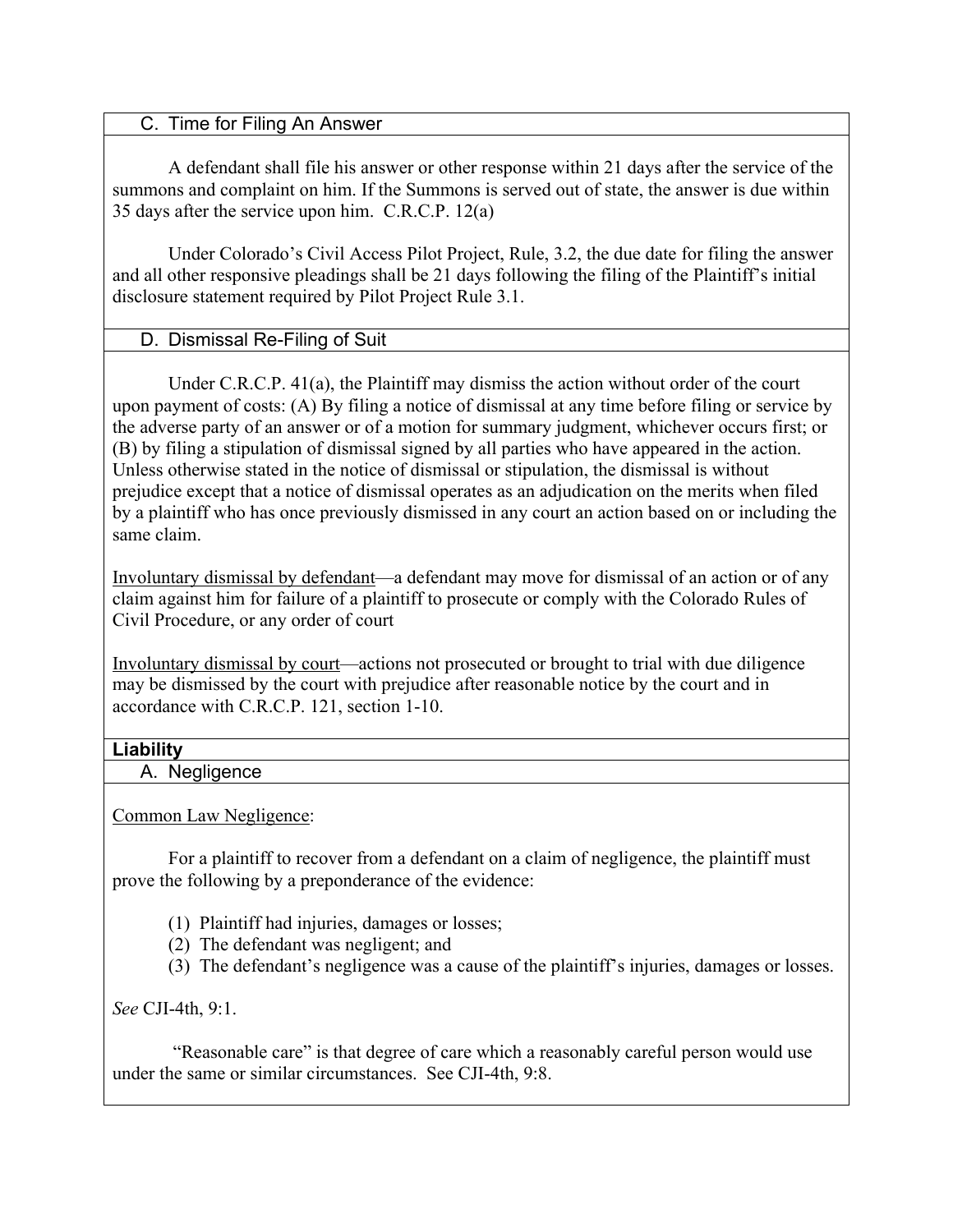### C. Time for Filing An Answer

A defendant shall file his answer or other response within 21 days after the service of the summons and complaint on him. If the Summons is served out of state, the answer is due within 35 days after the service upon him. C.R.C.P. 12(a)

Under Colorado's Civil Access Pilot Project, Rule, 3.2, the due date for filing the answer and all other responsive pleadings shall be 21 days following the filing of the Plaintiff's initial disclosure statement required by Pilot Project Rule 3.1.

### D. Dismissal Re-Filing of Suit

Under C.R.C.P. 41(a), the Plaintiff may dismiss the action without order of the court upon payment of costs: (A) By filing a notice of dismissal at any time before filing or service by the adverse party of an answer or of a motion for summary judgment, whichever occurs first; or (B) by filing a stipulation of dismissal signed by all parties who have appeared in the action. Unless otherwise stated in the notice of dismissal or stipulation, the dismissal is without prejudice except that a notice of dismissal operates as an adjudication on the merits when filed by a plaintiff who has once previously dismissed in any court an action based on or including the same claim.

<u>Involuntary dismissal by defendant</u>—a defendant may move for dismissal of an action or of any claim against him for failure of a plaintiff to prosecute or comply with the Colorado Rules of Civil Procedure, or any order of court

<u>Involuntary dismissal by court</u>—actions not prosecuted or brought to trial with due diligence may be dismissed by the court with prejudice after reasonable notice by the court and in accordance with C.R.C.P. 121, section 1-10.

## Liability

### A. Negligence

<u>Common Law Negligence</u>:

For a plaintiff to recover from a defendant on a claim of negligence, the plaintiff must prove the following by a preponderance of the evidence:

(1) Plaintiff had injuries, damages or losses;
(2) The defendant was negligent; and
(3) The defendant's negligence was a cause of the plaintiff's injuries, damages or losses.

*See* CJI-4th, 9:1.

"Reasonable care" is that degree of care which a reasonably careful person would use under the same or similar circumstances. See CJI-4th, 9:8.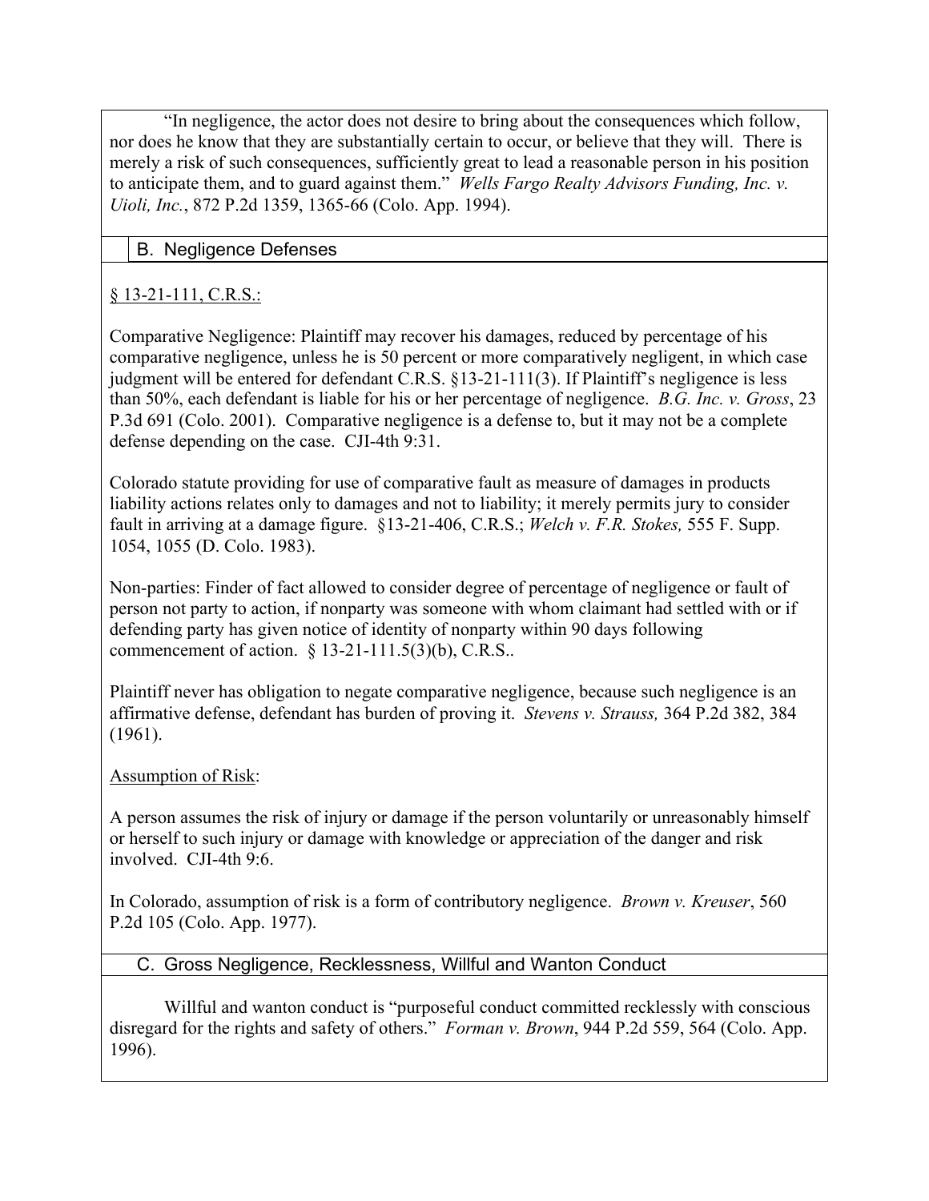"In negligence, the actor does not desire to bring about the consequences which follow, nor does he know that they are substantially certain to occur, or believe that they will. There is merely a risk of such consequences, sufficiently great to lead a reasonable person in his position to anticipate them, and to guard against them." *Wells Fargo Realty Advisors Funding, Inc. v. Uioli, Inc.*, 872 P.2d 1359, 1365-66 (Colo. App. 1994).

## B. Negligence Defenses

§ 13-21-111, C.R.S.:

Comparative Negligence: Plaintiff may recover his damages, reduced by percentage of his comparative negligence, unless he is 50 percent or more comparatively negligent, in which case judgment will be entered for defendant C.R.S. §13-21-111(3). If Plaintiff's negligence is less than 50%, each defendant is liable for his or her percentage of negligence. *B.G. Inc. v. Gross*, 23 P.3d 691 (Colo. 2001). Comparative negligence is a defense to, but it may not be a complete defense depending on the case. CJI-4th 9:31.

Colorado statute providing for use of comparative fault as measure of damages in products liability actions relates only to damages and not to liability; it merely permits jury to consider fault in arriving at a damage figure. §13-21-406, C.R.S.; *Welch v. F.R. Stokes,* 555 F. Supp. 1054, 1055 (D. Colo. 1983).

Non-parties: Finder of fact allowed to consider degree of percentage of negligence or fault of person not party to action, if nonparty was someone with whom claimant had settled with or if defending party has given notice of identity of nonparty within 90 days following commencement of action. § 13-21-111.5(3)(b), C.R.S..

Plaintiff never has obligation to negate comparative negligence, because such negligence is an affirmative defense, defendant has burden of proving it. *Stevens v. Strauss,* 364 P.2d 382, 384 (1961).

Assumption of Risk:

A person assumes the risk of injury or damage if the person voluntarily or unreasonably himself or herself to such injury or damage with knowledge or appreciation of the danger and risk involved. CJI-4th 9:6.

In Colorado, assumption of risk is a form of contributory negligence. *Brown v. Kreuser*, 560 P.2d 105 (Colo. App. 1977).

## C. Gross Negligence, Recklessness, Willful and Wanton Conduct

Willful and wanton conduct is "purposeful conduct committed recklessly with conscious disregard for the rights and safety of others." *Forman v. Brown*, 944 P.2d 559, 564 (Colo. App. 1996).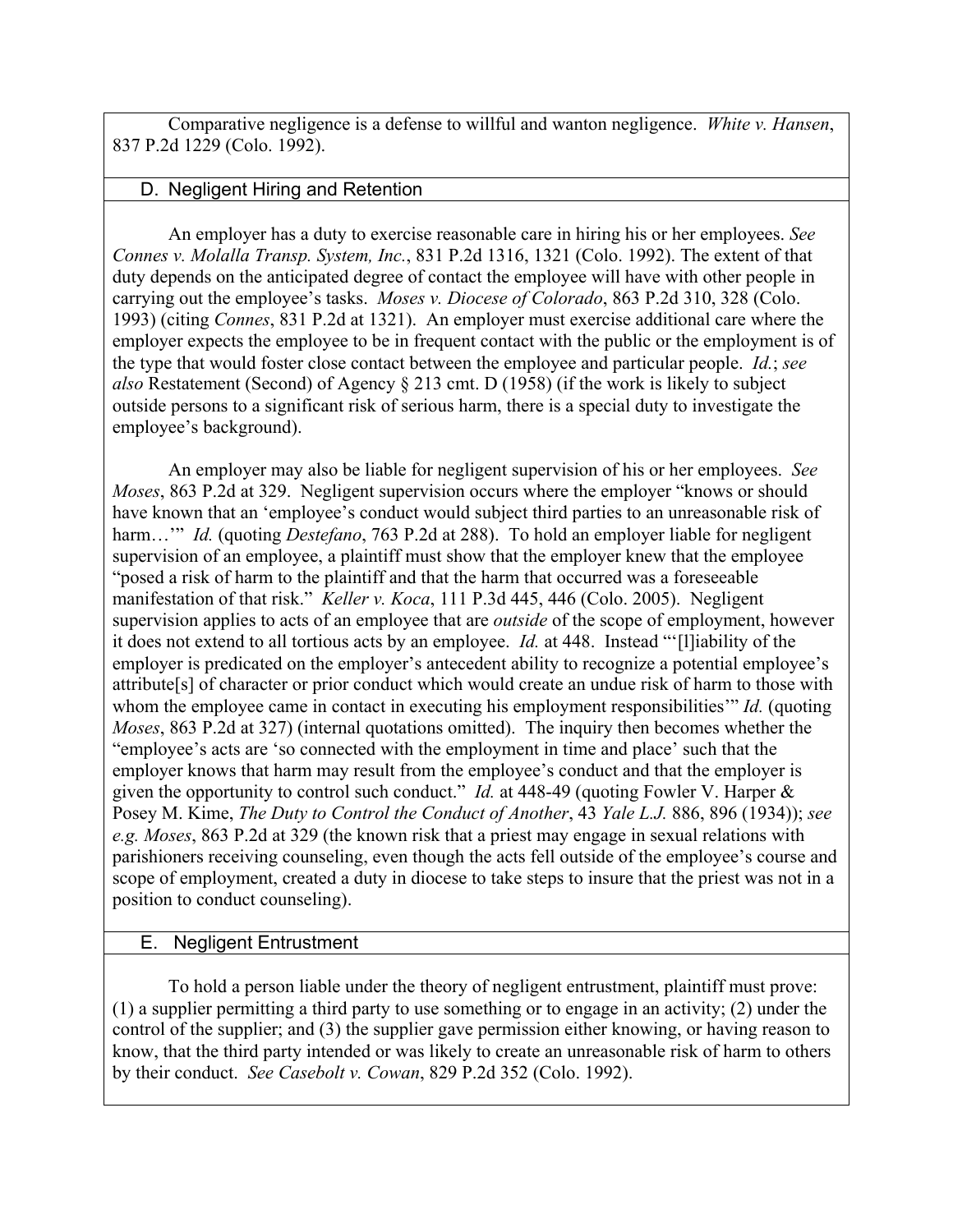Comparative negligence is a defense to willful and wanton negligence. *White v. Hansen*, 837 P.2d 1229 (Colo. 1992).

## D. Negligent Hiring and Retention

An employer has a duty to exercise reasonable care in hiring his or her employees. *See Connes v. Molalla Transp. System, Inc.*, 831 P.2d 1316, 1321 (Colo. 1992). The extent of that duty depends on the anticipated degree of contact the employee will have with other people in carrying out the employee's tasks. *Moses v. Diocese of Colorado*, 863 P.2d 310, 328 (Colo. 1993) (citing *Connes*, 831 P.2d at 1321). An employer must exercise additional care where the employer expects the employee to be in frequent contact with the public or the employment is of the type that would foster close contact between the employee and particular people. *Id.*; *see also* Restatement (Second) of Agency § 213 cmt. D (1958) (if the work is likely to subject outside persons to a significant risk of serious harm, there is a special duty to investigate the employee's background).

An employer may also be liable for negligent supervision of his or her employees. *See Moses*, 863 P.2d at 329. Negligent supervision occurs where the employer "knows or should have known that an 'employee's conduct would subject third parties to an unreasonable risk of harm…'" *Id.* (quoting *Destefano*, 763 P.2d at 288). To hold an employer liable for negligent supervision of an employee, a plaintiff must show that the employer knew that the employee "posed a risk of harm to the plaintiff and that the harm that occurred was a foreseeable manifestation of that risk." *Keller v. Koca*, 111 P.3d 445, 446 (Colo. 2005). Negligent supervision applies to acts of an employee that are *outside* of the scope of employment, however it does not extend to all tortious acts by an employee. *Id.* at 448. Instead "'[l]iability of the employer is predicated on the employer's antecedent ability to recognize a potential employee's attribute[s] of character or prior conduct which would create an undue risk of harm to those with whom the employee came in contact in executing his employment responsibilities'" *Id.* (quoting *Moses*, 863 P.2d at 327) (internal quotations omitted). The inquiry then becomes whether the "employee's acts are 'so connected with the employment in time and place' such that the employer knows that harm may result from the employee's conduct and that the employer is given the opportunity to control such conduct." *Id.* at 448-49 (quoting Fowler V. Harper & Posey M. Kime, *The Duty to Control the Conduct of Another*, 43 *Yale L.J.* 886, 896 (1934)); *see e.g. Moses*, 863 P.2d at 329 (the known risk that a priest may engage in sexual relations with parishioners receiving counseling, even though the acts fell outside of the employee's course and scope of employment, created a duty in diocese to take steps to insure that the priest was not in a position to conduct counseling).

## E. Negligent Entrustment

To hold a person liable under the theory of negligent entrustment, plaintiff must prove: (1) a supplier permitting a third party to use something or to engage in an activity; (2) under the control of the supplier; and (3) the supplier gave permission either knowing, or having reason to know, that the third party intended or was likely to create an unreasonable risk of harm to others by their conduct. *See Casebolt v. Cowan*, 829 P.2d 352 (Colo. 1992).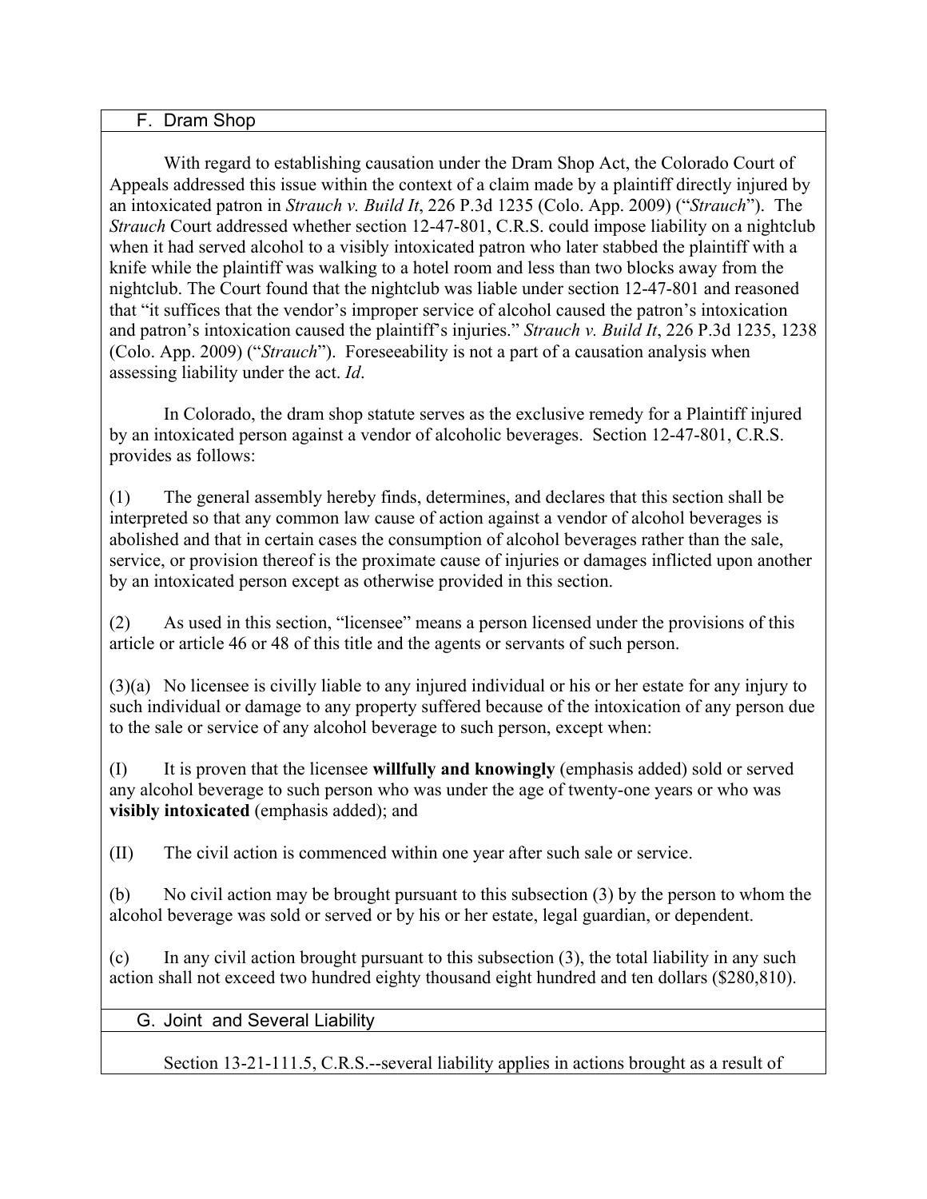## F. Dram Shop

With regard to establishing causation under the Dram Shop Act, the Colorado Court of Appeals addressed this issue within the context of a claim made by a plaintiff directly injured by an intoxicated patron in *Strauch v. Build It*, 226 P.3d 1235 (Colo. App. 2009) ("*Strauch*"). The *Strauch* Court addressed whether section 12-47-801, C.R.S. could impose liability on a nightclub when it had served alcohol to a visibly intoxicated patron who later stabbed the plaintiff with a knife while the plaintiff was walking to a hotel room and less than two blocks away from the nightclub. The Court found that the nightclub was liable under section 12-47-801 and reasoned that "it suffices that the vendor's improper service of alcohol caused the patron's intoxication and patron's intoxication caused the plaintiff's injuries." *Strauch v. Build It*, 226 P.3d 1235, 1238 (Colo. App. 2009) ("*Strauch*"). Foreseeability is not a part of a causation analysis when assessing liability under the act. *Id*.

In Colorado, the dram shop statute serves as the exclusive remedy for a Plaintiff injured by an intoxicated person against a vendor of alcoholic beverages. Section 12-47-801, C.R.S. provides as follows:

(1) The general assembly hereby finds, determines, and declares that this section shall be interpreted so that any common law cause of action against a vendor of alcohol beverages is abolished and that in certain cases the consumption of alcohol beverages rather than the sale, service, or provision thereof is the proximate cause of injuries or damages inflicted upon another by an intoxicated person except as otherwise provided in this section.

(2) As used in this section, "licensee" means a person licensed under the provisions of this article or article 46 or 48 of this title and the agents or servants of such person.

(3)(a) No licensee is civilly liable to any injured individual or his or her estate for any injury to such individual or damage to any property suffered because of the intoxication of any person due to the sale or service of any alcohol beverage to such person, except when:

(I) It is proven that the licensee **willfully and knowingly** (emphasis added) sold or served any alcohol beverage to such person who was under the age of twenty-one years or who was **visibly intoxicated** (emphasis added); and

(II) The civil action is commenced within one year after such sale or service.

(b) No civil action may be brought pursuant to this subsection (3) by the person to whom the alcohol beverage was sold or served or by his or her estate, legal guardian, or dependent.

(c) In any civil action brought pursuant to this subsection (3), the total liability in any such action shall not exceed two hundred eighty thousand eight hundred and ten dollars ($280,810).

## G. Joint and Several Liability

Section 13-21-111.5, C.R.S.--several liability applies in actions brought as a result of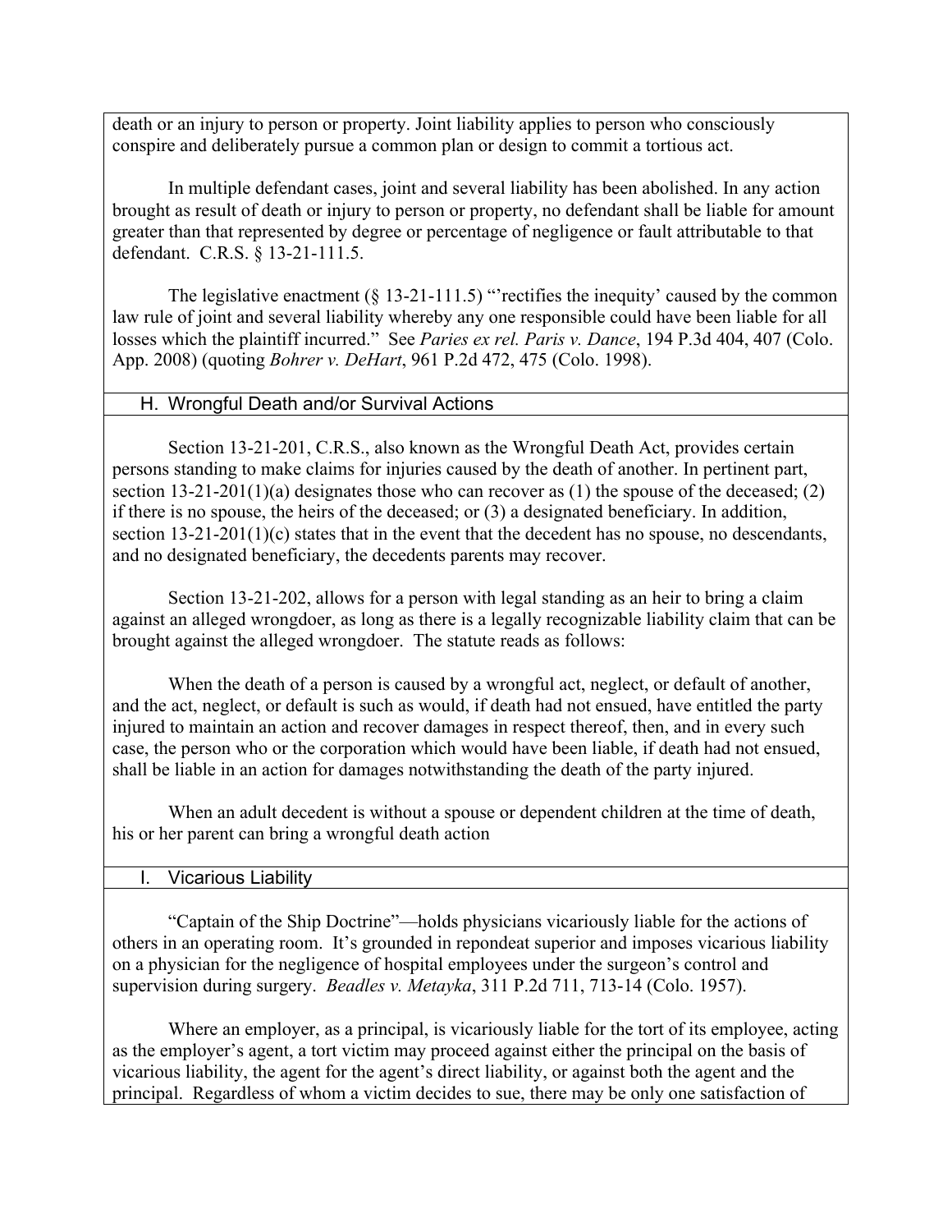death or an injury to person or property. Joint liability applies to person who consciously conspire and deliberately pursue a common plan or design to commit a tortious act.

In multiple defendant cases, joint and several liability has been abolished. In any action brought as result of death or injury to person or property, no defendant shall be liable for amount greater than that represented by degree or percentage of negligence or fault attributable to that defendant. C.R.S. § 13-21-111.5.

The legislative enactment (§ 13-21-111.5) "'rectifies the inequity' caused by the common law rule of joint and several liability whereby any one responsible could have been liable for all losses which the plaintiff incurred." See *Paries ex rel. Paris v. Dance*, 194 P.3d 404, 407 (Colo. App. 2008) (quoting *Bohrer v. DeHart*, 961 P.2d 472, 475 (Colo. 1998).

## H. Wrongful Death and/or Survival Actions

Section 13-21-201, C.R.S., also known as the Wrongful Death Act, provides certain persons standing to make claims for injuries caused by the death of another. In pertinent part, section 13-21-201(1)(a) designates those who can recover as (1) the spouse of the deceased; (2) if there is no spouse, the heirs of the deceased; or (3) a designated beneficiary. In addition, section 13-21-201(1)(c) states that in the event that the decedent has no spouse, no descendants, and no designated beneficiary, the decedents parents may recover.

Section 13-21-202, allows for a person with legal standing as an heir to bring a claim against an alleged wrongdoer, as long as there is a legally recognizable liability claim that can be brought against the alleged wrongdoer. The statute reads as follows:

When the death of a person is caused by a wrongful act, neglect, or default of another, and the act, neglect, or default is such as would, if death had not ensued, have entitled the party injured to maintain an action and recover damages in respect thereof, then, and in every such case, the person who or the corporation which would have been liable, if death had not ensued, shall be liable in an action for damages notwithstanding the death of the party injured.

When an adult decedent is without a spouse or dependent children at the time of death, his or her parent can bring a wrongful death action

## I. Vicarious Liability

"Captain of the Ship Doctrine"—holds physicians vicariously liable for the actions of others in an operating room. It's grounded in repondeat superior and imposes vicarious liability on a physician for the negligence of hospital employees under the surgeon's control and supervision during surgery. *Beadles v. Metayka*, 311 P.2d 711, 713-14 (Colo. 1957).

Where an employer, as a principal, is vicariously liable for the tort of its employee, acting as the employer's agent, a tort victim may proceed against either the principal on the basis of vicarious liability, the agent for the agent's direct liability, or against both the agent and the principal. Regardless of whom a victim decides to sue, there may be only one satisfaction of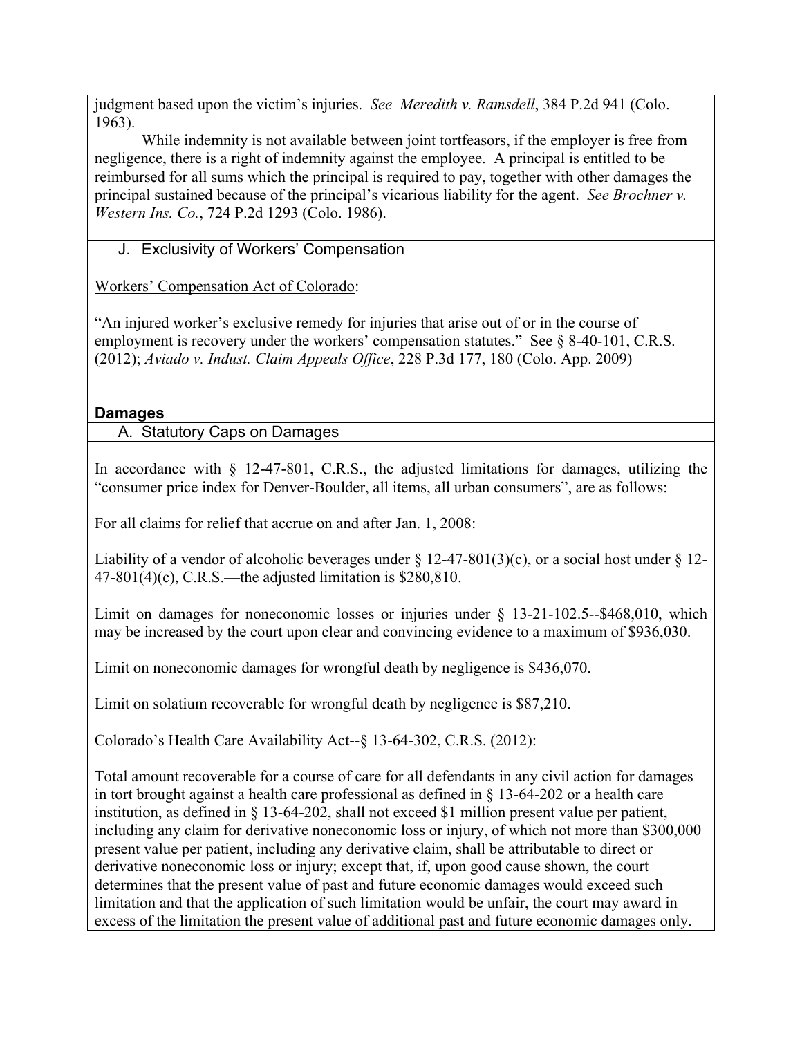judgment based upon the victim's injuries. *See Meredith v. Ramsdell*, 384 P.2d 941 (Colo. 1963).

While indemnity is not available between joint tortfeasors, if the employer is free from negligence, there is a right of indemnity against the employee. A principal is entitled to be reimbursed for all sums which the principal is required to pay, together with other damages the principal sustained because of the principal's vicarious liability for the agent. *See Brochner v. Western Ins. Co.*, 724 P.2d 1293 (Colo. 1986).

### J. Exclusivity of Workers' Compensation

Workers' Compensation Act of Colorado:

"An injured worker's exclusive remedy for injuries that arise out of or in the course of employment is recovery under the workers' compensation statutes." See § 8-40-101, C.R.S. (2012); *Aviado v. Indust. Claim Appeals Office*, 228 P.3d 177, 180 (Colo. App. 2009)

## Damages

### A. Statutory Caps on Damages

In accordance with § 12-47-801, C.R.S., the adjusted limitations for damages, utilizing the "consumer price index for Denver-Boulder, all items, all urban consumers", are as follows:

For all claims for relief that accrue on and after Jan. 1, 2008:

Liability of a vendor of alcoholic beverages under § 12-47-801(3)(c), or a social host under § 12-47-801(4)(c), C.R.S.—the adjusted limitation is $280,810.

Limit on damages for noneconomic losses or injuries under § 13-21-102.5--$468,010, which may be increased by the court upon clear and convincing evidence to a maximum of $936,030.

Limit on noneconomic damages for wrongful death by negligence is $436,070.

Limit on solatium recoverable for wrongful death by negligence is $87,210.

Colorado's Health Care Availability Act--§ 13-64-302, C.R.S. (2012):

Total amount recoverable for a course of care for all defendants in any civil action for damages in tort brought against a health care professional as defined in § 13-64-202 or a health care institution, as defined in § 13-64-202, shall not exceed $1 million present value per patient, including any claim for derivative noneconomic loss or injury, of which not more than $300,000 present value per patient, including any derivative claim, shall be attributable to direct or derivative noneconomic loss or injury; except that, if, upon good cause shown, the court determines that the present value of past and future economic damages would exceed such limitation and that the application of such limitation would be unfair, the court may award in excess of the limitation the present value of additional past and future economic damages only.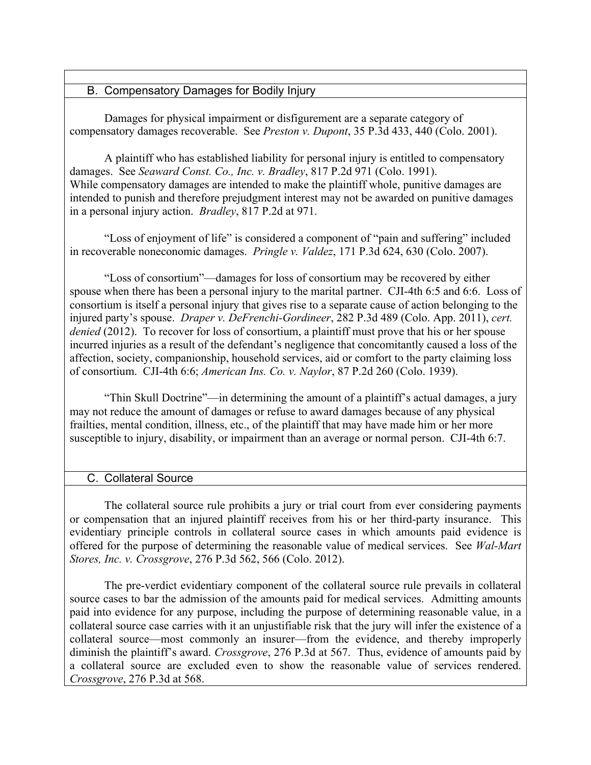### B. Compensatory Damages for Bodily Injury

Damages for physical impairment or disfigurement are a separate category of compensatory damages recoverable. See *Preston v. Dupont*, 35 P.3d 433, 440 (Colo. 2001).

A plaintiff who has established liability for personal injury is entitled to compensatory damages. See *Seaward Const. Co., Inc. v. Bradley*, 817 P.2d 971 (Colo. 1991). While compensatory damages are intended to make the plaintiff whole, punitive damages are intended to punish and therefore prejudgment interest may not be awarded on punitive damages in a personal injury action. *Bradley*, 817 P.2d at 971.

"Loss of enjoyment of life" is considered a component of "pain and suffering" included in recoverable noneconomic damages. *Pringle v. Valdez*, 171 P.3d 624, 630 (Colo. 2007).

"Loss of consortium"—damages for loss of consortium may be recovered by either spouse when there has been a personal injury to the marital partner. CJI-4th 6:5 and 6:6. Loss of consortium is itself a personal injury that gives rise to a separate cause of action belonging to the injured party's spouse. *Draper v. DeFrenchi-Gordineer*, 282 P.3d 489 (Colo. App. 2011), *cert. denied* (2012). To recover for loss of consortium, a plaintiff must prove that his or her spouse incurred injuries as a result of the defendant's negligence that concomitantly caused a loss of the affection, society, companionship, household services, aid or comfort to the party claiming loss of consortium. CJI-4th 6:6; *American Ins. Co. v. Naylor*, 87 P.2d 260 (Colo. 1939).

"Thin Skull Doctrine"—in determining the amount of a plaintiff's actual damages, a jury may not reduce the amount of damages or refuse to award damages because of any physical frailties, mental condition, illness, etc., of the plaintiff that may have made him or her more susceptible to injury, disability, or impairment than an average or normal person. CJI-4th 6:7.

### C. Collateral Source

The collateral source rule prohibits a jury or trial court from ever considering payments or compensation that an injured plaintiff receives from his or her third-party insurance. This evidentiary principle controls in collateral source cases in which amounts paid evidence is offered for the purpose of determining the reasonable value of medical services. See *Wal-Mart Stores, Inc. v. Crossgrove*, 276 P.3d 562, 566 (Colo. 2012).

The pre-verdict evidentiary component of the collateral source rule prevails in collateral source cases to bar the admission of the amounts paid for medical services. Admitting amounts paid into evidence for any purpose, including the purpose of determining reasonable value, in a collateral source case carries with it an unjustifiable risk that the jury will infer the existence of a collateral source—most commonly an insurer—from the evidence, and thereby improperly diminish the plaintiff's award. *Crossgrove*, 276 P.3d at 567. Thus, evidence of amounts paid by a collateral source are excluded even to show the reasonable value of services rendered. *Crossgrove*, 276 P.3d at 568.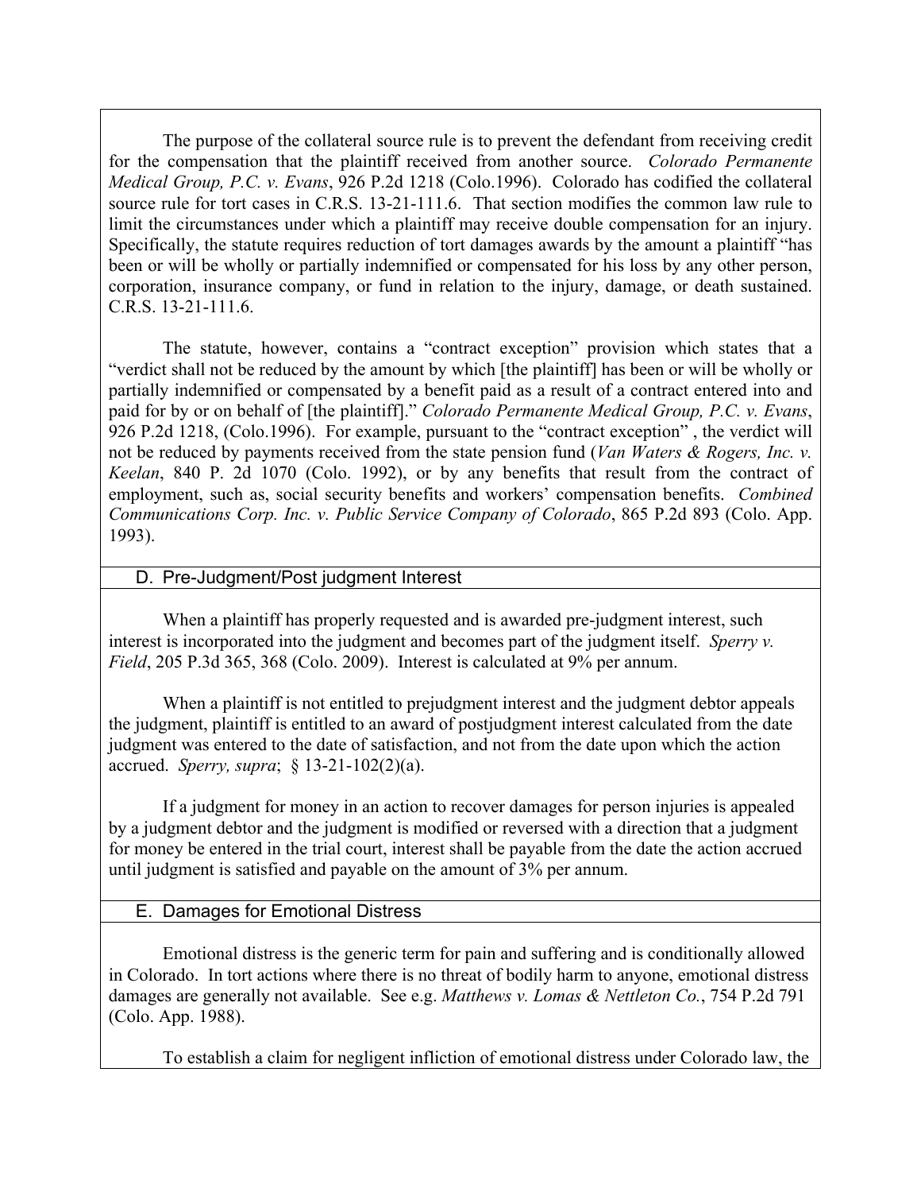The purpose of the collateral source rule is to prevent the defendant from receiving credit for the compensation that the plaintiff received from another source. *Colorado Permanente Medical Group, P.C. v. Evans*, 926 P.2d 1218 (Colo.1996). Colorado has codified the collateral source rule for tort cases in C.R.S. 13-21-111.6. That section modifies the common law rule to limit the circumstances under which a plaintiff may receive double compensation for an injury. Specifically, the statute requires reduction of tort damages awards by the amount a plaintiff "has been or will be wholly or partially indemnified or compensated for his loss by any other person, corporation, insurance company, or fund in relation to the injury, damage, or death sustained. C.R.S. 13-21-111.6.

The statute, however, contains a "contract exception" provision which states that a "verdict shall not be reduced by the amount by which [the plaintiff] has been or will be wholly or partially indemnified or compensated by a benefit paid as a result of a contract entered into and paid for by or on behalf of [the plaintiff]." *Colorado Permanente Medical Group, P.C. v. Evans*, 926 P.2d 1218, (Colo.1996). For example, pursuant to the "contract exception" , the verdict will not be reduced by payments received from the state pension fund (*Van Waters & Rogers, Inc. v. Keelan*, 840 P. 2d 1070 (Colo. 1992), or by any benefits that result from the contract of employment, such as, social security benefits and workers' compensation benefits. *Combined Communications Corp. Inc. v. Public Service Company of Colorado*, 865 P.2d 893 (Colo. App. 1993).

## D. Pre-Judgment/Post judgment Interest

When a plaintiff has properly requested and is awarded pre-judgment interest, such interest is incorporated into the judgment and becomes part of the judgment itself. *Sperry v. Field*, 205 P.3d 365, 368 (Colo. 2009). Interest is calculated at 9% per annum.

When a plaintiff is not entitled to prejudgment interest and the judgment debtor appeals the judgment, plaintiff is entitled to an award of postjudgment interest calculated from the date judgment was entered to the date of satisfaction, and not from the date upon which the action accrued. *Sperry, supra*; § 13-21-102(2)(a).

If a judgment for money in an action to recover damages for person injuries is appealed by a judgment debtor and the judgment is modified or reversed with a direction that a judgment for money be entered in the trial court, interest shall be payable from the date the action accrued until judgment is satisfied and payable on the amount of 3% per annum.

## E. Damages for Emotional Distress

Emotional distress is the generic term for pain and suffering and is conditionally allowed in Colorado. In tort actions where there is no threat of bodily harm to anyone, emotional distress damages are generally not available. See e.g. *Matthews v. Lomas & Nettleton Co.*, 754 P.2d 791 (Colo. App. 1988).

To establish a claim for negligent infliction of emotional distress under Colorado law, the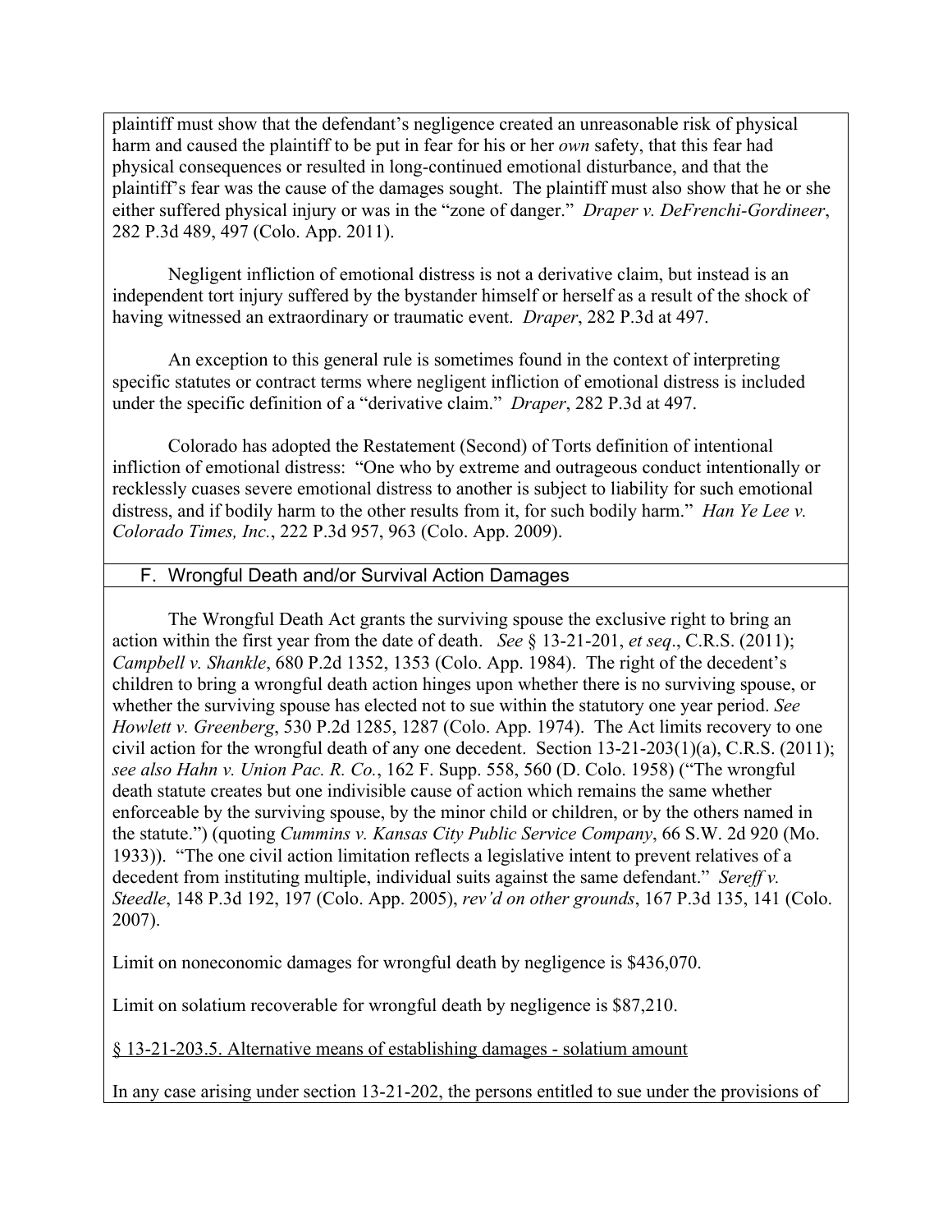plaintiff must show that the defendant's negligence created an unreasonable risk of physical harm and caused the plaintiff to be put in fear for his or her *own* safety, that this fear had physical consequences or resulted in long-continued emotional disturbance, and that the plaintiff's fear was the cause of the damages sought. The plaintiff must also show that he or she either suffered physical injury or was in the "zone of danger." *Draper v. DeFrenchi-Gordineer*, 282 P.3d 489, 497 (Colo. App. 2011).

Negligent infliction of emotional distress is not a derivative claim, but instead is an independent tort injury suffered by the bystander himself or herself as a result of the shock of having witnessed an extraordinary or traumatic event. *Draper*, 282 P.3d at 497.

An exception to this general rule is sometimes found in the context of interpreting specific statutes or contract terms where negligent infliction of emotional distress is included under the specific definition of a "derivative claim." *Draper*, 282 P.3d at 497.

Colorado has adopted the Restatement (Second) of Torts definition of intentional infliction of emotional distress: "One who by extreme and outrageous conduct intentionally or recklessly cuases severe emotional distress to another is subject to liability for such emotional distress, and if bodily harm to the other results from it, for such bodily harm." *Han Ye Lee v. Colorado Times, Inc.*, 222 P.3d 957, 963 (Colo. App. 2009).

## F. Wrongful Death and/or Survival Action Damages

The Wrongful Death Act grants the surviving spouse the exclusive right to bring an action within the first year from the date of death. *See* § 13-21-201, *et seq*., C.R.S. (2011); *Campbell v. Shankle*, 680 P.2d 1352, 1353 (Colo. App. 1984). The right of the decedent's children to bring a wrongful death action hinges upon whether there is no surviving spouse, or whether the surviving spouse has elected not to sue within the statutory one year period. *See Howlett v. Greenberg*, 530 P.2d 1285, 1287 (Colo. App. 1974). The Act limits recovery to one civil action for the wrongful death of any one decedent. Section 13-21-203(1)(a), C.R.S. (2011); *see also Hahn v. Union Pac. R. Co.*, 162 F. Supp. 558, 560 (D. Colo. 1958) ("The wrongful death statute creates but one indivisible cause of action which remains the same whether enforceable by the surviving spouse, by the minor child or children, or by the others named in the statute.") (quoting *Cummins v. Kansas City Public Service Company*, 66 S.W. 2d 920 (Mo. 1933)). "The one civil action limitation reflects a legislative intent to prevent relatives of a decedent from instituting multiple, individual suits against the same defendant." *Sereff v. Steedle*, 148 P.3d 192, 197 (Colo. App. 2005), *rev'd on other grounds*, 167 P.3d 135, 141 (Colo. 2007).

Limit on noneconomic damages for wrongful death by negligence is $436,070.

Limit on solatium recoverable for wrongful death by negligence is $87,210.

§ 13-21-203.5. Alternative means of establishing damages - solatium amount

In any case arising under section 13-21-202, the persons entitled to sue under the provisions of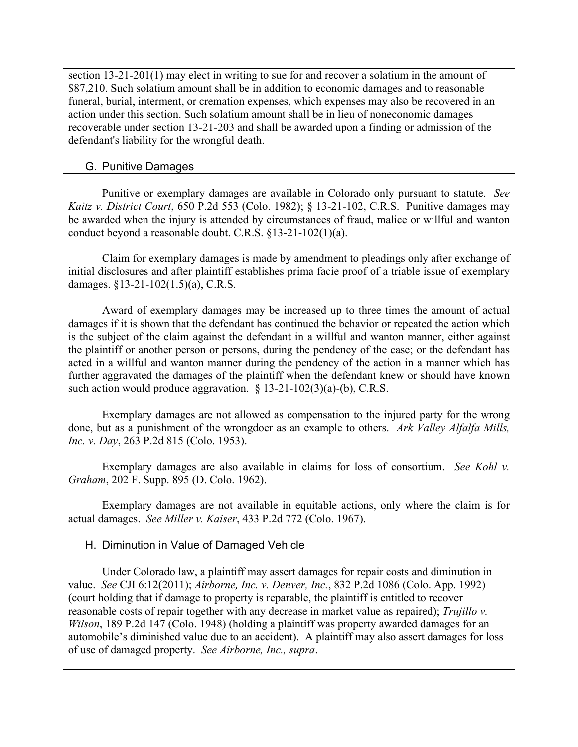section 13-21-201(1) may elect in writing to sue for and recover a solatium in the amount of $87,210. Such solatium amount shall be in addition to economic damages and to reasonable funeral, burial, interment, or cremation expenses, which expenses may also be recovered in an action under this section. Such solatium amount shall be in lieu of noneconomic damages recoverable under section 13-21-203 and shall be awarded upon a finding or admission of the defendant's liability for the wrongful death.

## G. Punitive Damages

Punitive or exemplary damages are available in Colorado only pursuant to statute. *See Kaitz v. District Court*, 650 P.2d 553 (Colo. 1982); § 13-21-102, C.R.S. Punitive damages may be awarded when the injury is attended by circumstances of fraud, malice or willful and wanton conduct beyond a reasonable doubt. C.R.S. §13-21-102(1)(a).

Claim for exemplary damages is made by amendment to pleadings only after exchange of initial disclosures and after plaintiff establishes prima facie proof of a triable issue of exemplary damages. §13-21-102(1.5)(a), C.R.S.

Award of exemplary damages may be increased up to three times the amount of actual damages if it is shown that the defendant has continued the behavior or repeated the action which is the subject of the claim against the defendant in a willful and wanton manner, either against the plaintiff or another person or persons, during the pendency of the case; or the defendant has acted in a willful and wanton manner during the pendency of the action in a manner which has further aggravated the damages of the plaintiff when the defendant knew or should have known such action would produce aggravation. § 13-21-102(3)(a)-(b), C.R.S.

Exemplary damages are not allowed as compensation to the injured party for the wrong done, but as a punishment of the wrongdoer as an example to others. *Ark Valley Alfalfa Mills, Inc. v. Day*, 263 P.2d 815 (Colo. 1953).

Exemplary damages are also available in claims for loss of consortium. *See Kohl v. Graham*, 202 F. Supp. 895 (D. Colo. 1962).

Exemplary damages are not available in equitable actions, only where the claim is for actual damages. *See Miller v. Kaiser*, 433 P.2d 772 (Colo. 1967).

## H. Diminution in Value of Damaged Vehicle

Under Colorado law, a plaintiff may assert damages for repair costs and diminution in value. *See* CJI 6:12(2011); *Airborne, Inc. v. Denver, Inc.*, 832 P.2d 1086 (Colo. App. 1992) (court holding that if damage to property is reparable, the plaintiff is entitled to recover reasonable costs of repair together with any decrease in market value as repaired); *Trujillo v. Wilson*, 189 P.2d 147 (Colo. 1948) (holding a plaintiff was property awarded damages for an automobile's diminished value due to an accident). A plaintiff may also assert damages for loss of use of damaged property. *See Airborne, Inc., supra*.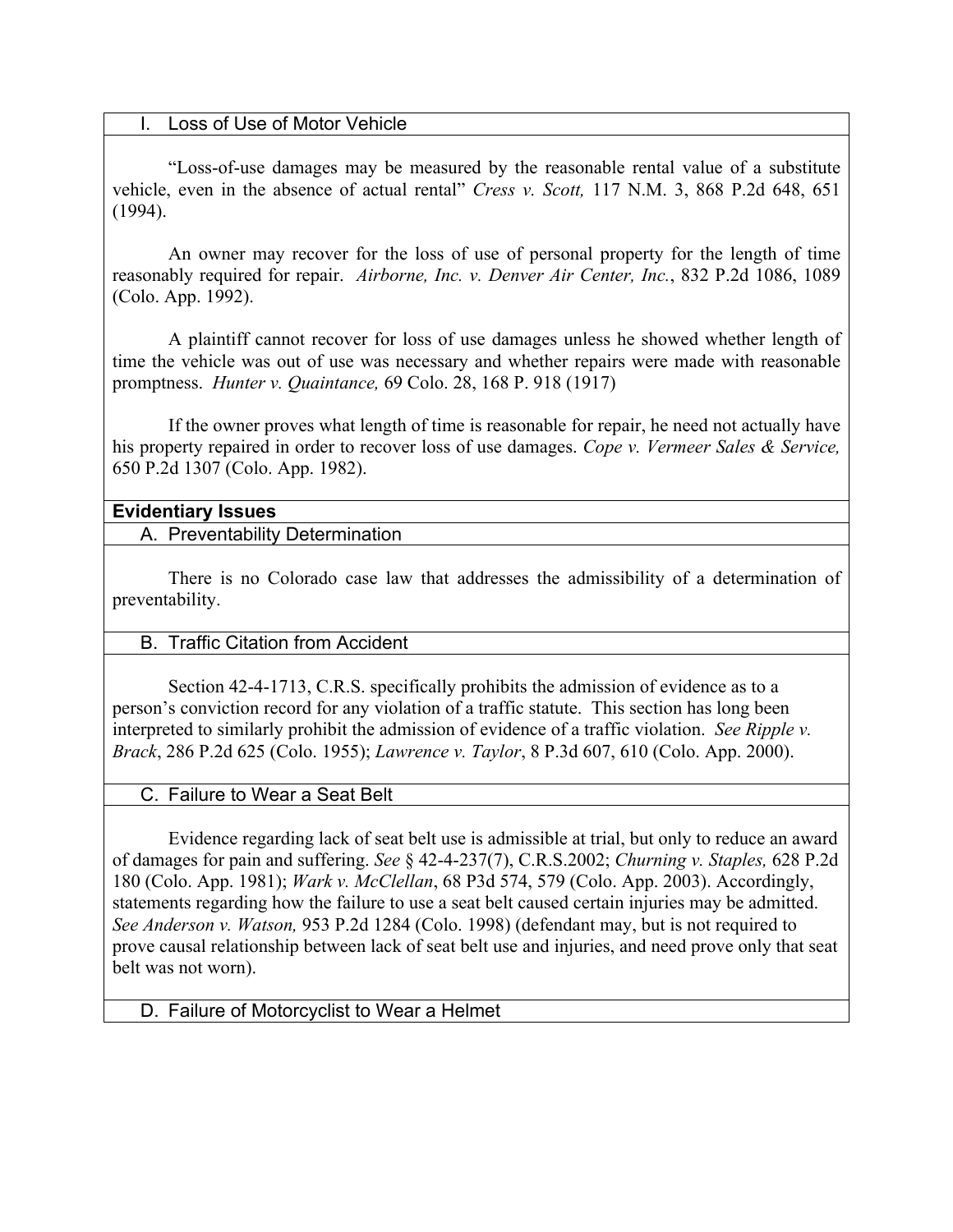### I. Loss of Use of Motor Vehicle

"Loss-of-use damages may be measured by the reasonable rental value of a substitute vehicle, even in the absence of actual rental" *Cress v. Scott,* 117 N.M. 3, 868 P.2d 648, 651 (1994).

An owner may recover for the loss of use of personal property for the length of time reasonably required for repair. *Airborne, Inc. v. Denver Air Center, Inc.*, 832 P.2d 1086, 1089 (Colo. App. 1992).

A plaintiff cannot recover for loss of use damages unless he showed whether length of time the vehicle was out of use was necessary and whether repairs were made with reasonable promptness. *Hunter v. Quaintance,* 69 Colo. 28, 168 P. 918 (1917)

If the owner proves what length of time is reasonable for repair, he need not actually have his property repaired in order to recover loss of use damages. *Cope v. Vermeer Sales & Service,* 650 P.2d 1307 (Colo. App. 1982).

## Evidentiary Issues

### A. Preventability Determination

There is no Colorado case law that addresses the admissibility of a determination of preventability.

### B. Traffic Citation from Accident

Section 42-4-1713, C.R.S. specifically prohibits the admission of evidence as to a person's conviction record for any violation of a traffic statute. This section has long been interpreted to similarly prohibit the admission of evidence of a traffic violation. *See Ripple v. Brack*, 286 P.2d 625 (Colo. 1955); *Lawrence v. Taylor*, 8 P.3d 607, 610 (Colo. App. 2000).

### C. Failure to Wear a Seat Belt

Evidence regarding lack of seat belt use is admissible at trial, but only to reduce an award of damages for pain and suffering. *See* § 42-4-237(7), C.R.S.2002; *Churning v. Staples,* 628 P.2d 180 (Colo. App. 1981); *Wark v. McClellan*, 68 P3d 574, 579 (Colo. App. 2003). Accordingly, statements regarding how the failure to use a seat belt caused certain injuries may be admitted. *See Anderson v. Watson,* 953 P.2d 1284 (Colo. 1998) (defendant may, but is not required to prove causal relationship between lack of seat belt use and injuries, and need prove only that seat belt was not worn).

### D. Failure of Motorcyclist to Wear a Helmet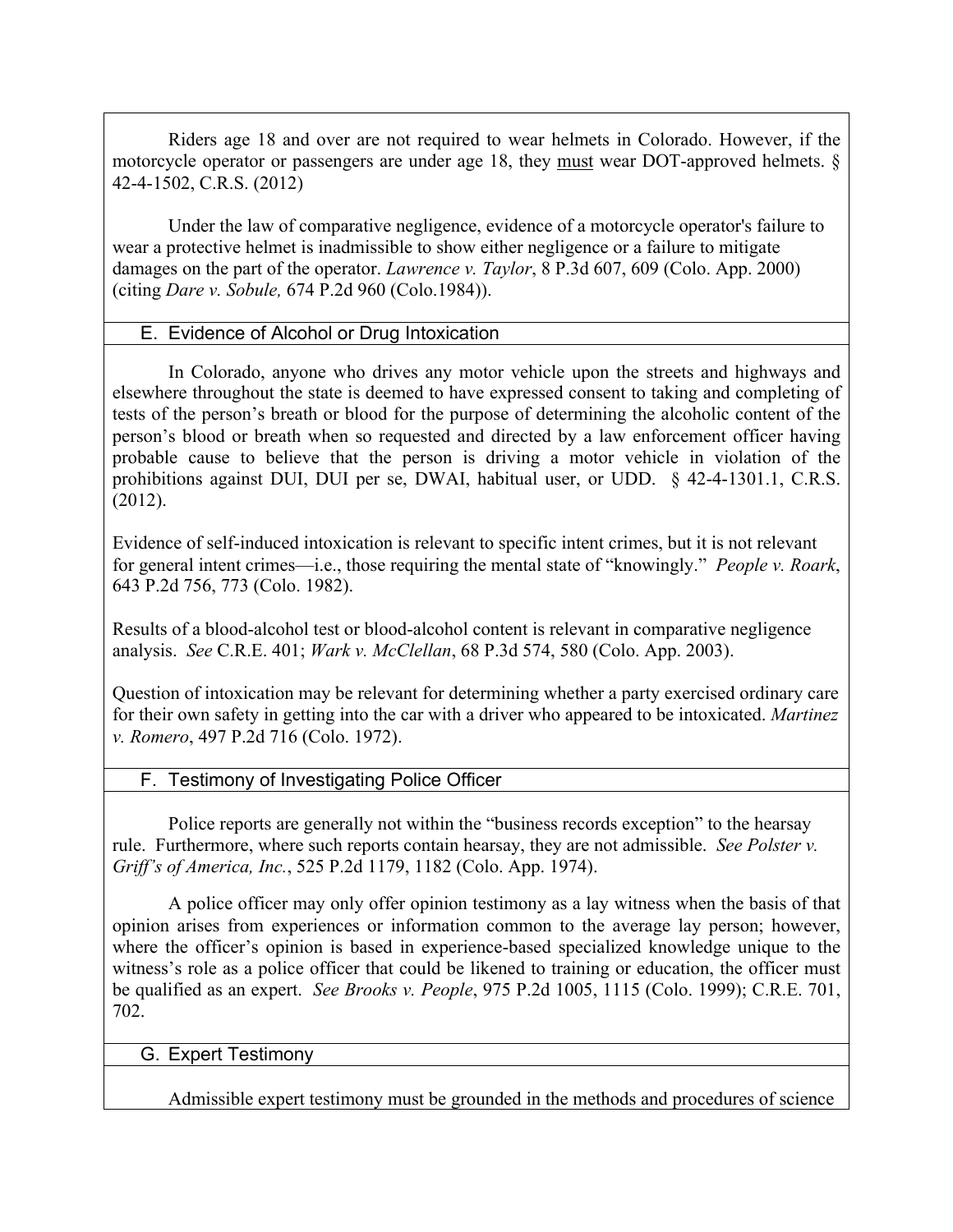Riders age 18 and over are not required to wear helmets in Colorado. However, if the motorcycle operator or passengers are under age 18, they must wear DOT-approved helmets. § 42-4-1502, C.R.S. (2012)

Under the law of comparative negligence, evidence of a motorcycle operator's failure to wear a protective helmet is inadmissible to show either negligence or a failure to mitigate damages on the part of the operator. *Lawrence v. Taylor*, 8 P.3d 607, 609 (Colo. App. 2000) (citing *Dare v. Sobule,* 674 P.2d 960 (Colo.1984)).

## E. Evidence of Alcohol or Drug Intoxication

In Colorado, anyone who drives any motor vehicle upon the streets and highways and elsewhere throughout the state is deemed to have expressed consent to taking and completing of tests of the person's breath or blood for the purpose of determining the alcoholic content of the person's blood or breath when so requested and directed by a law enforcement officer having probable cause to believe that the person is driving a motor vehicle in violation of the prohibitions against DUI, DUI per se, DWAI, habitual user, or UDD. § 42-4-1301.1, C.R.S. (2012).

Evidence of self-induced intoxication is relevant to specific intent crimes, but it is not relevant for general intent crimes—i.e., those requiring the mental state of "knowingly." *People v. Roark*, 643 P.2d 756, 773 (Colo. 1982).

Results of a blood-alcohol test or blood-alcohol content is relevant in comparative negligence analysis. *See* C.R.E. 401; *Wark v. McClellan*, 68 P.3d 574, 580 (Colo. App. 2003).

Question of intoxication may be relevant for determining whether a party exercised ordinary care for their own safety in getting into the car with a driver who appeared to be intoxicated. *Martinez v. Romero*, 497 P.2d 716 (Colo. 1972).

## F. Testimony of Investigating Police Officer

Police reports are generally not within the "business records exception" to the hearsay rule. Furthermore, where such reports contain hearsay, they are not admissible. *See Polster v. Griff's of America, Inc.*, 525 P.2d 1179, 1182 (Colo. App. 1974).

A police officer may only offer opinion testimony as a lay witness when the basis of that opinion arises from experiences or information common to the average lay person; however, where the officer's opinion is based in experience-based specialized knowledge unique to the witness's role as a police officer that could be likened to training or education, the officer must be qualified as an expert. *See Brooks v. People*, 975 P.2d 1005, 1115 (Colo. 1999); C.R.E. 701, 702.

## G. Expert Testimony

Admissible expert testimony must be grounded in the methods and procedures of science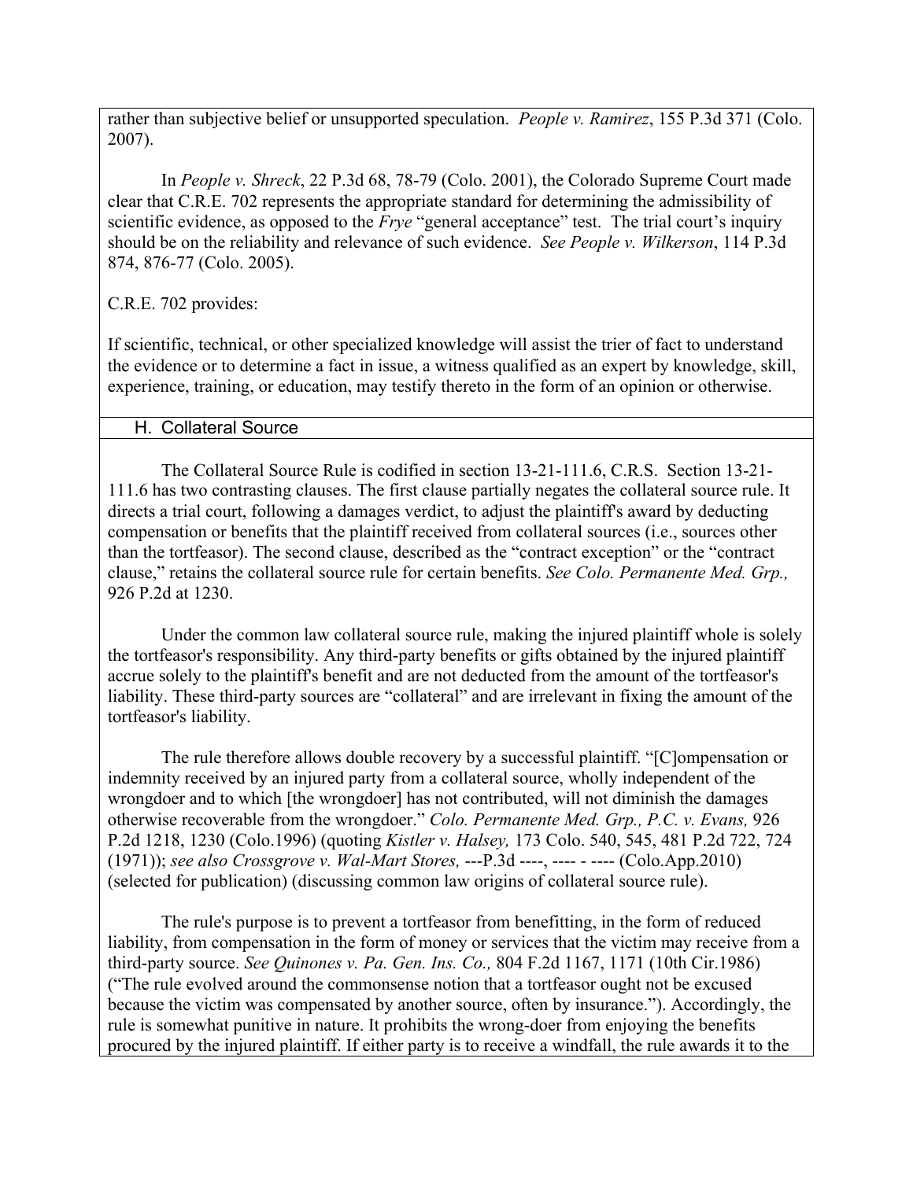rather than subjective belief or unsupported speculation. *People v. Ramirez*, 155 P.3d 371 (Colo. 2007).

In *People v. Shreck*, 22 P.3d 68, 78-79 (Colo. 2001), the Colorado Supreme Court made clear that C.R.E. 702 represents the appropriate standard for determining the admissibility of scientific evidence, as opposed to the *Frye* "general acceptance" test. The trial court's inquiry should be on the reliability and relevance of such evidence. *See People v. Wilkerson*, 114 P.3d 874, 876-77 (Colo. 2005).

C.R.E. 702 provides:

If scientific, technical, or other specialized knowledge will assist the trier of fact to understand the evidence or to determine a fact in issue, a witness qualified as an expert by knowledge, skill, experience, training, or education, may testify thereto in the form of an opinion or otherwise.

## H. Collateral Source

The Collateral Source Rule is codified in section 13-21-111.6, C.R.S. Section 13-21-111.6 has two contrasting clauses. The first clause partially negates the collateral source rule. It directs a trial court, following a damages verdict, to adjust the plaintiff's award by deducting compensation or benefits that the plaintiff received from collateral sources (i.e., sources other than the tortfeasor). The second clause, described as the "contract exception" or the "contract clause," retains the collateral source rule for certain benefits. *See Colo. Permanente Med. Grp.,* 926 P.2d at 1230.

Under the common law collateral source rule, making the injured plaintiff whole is solely the tortfeasor's responsibility. Any third-party benefits or gifts obtained by the injured plaintiff accrue solely to the plaintiff's benefit and are not deducted from the amount of the tortfeasor's liability. These third-party sources are "collateral" and are irrelevant in fixing the amount of the tortfeasor's liability.

The rule therefore allows double recovery by a successful plaintiff. "[C]ompensation or indemnity received by an injured party from a collateral source, wholly independent of the wrongdoer and to which [the wrongdoer] has not contributed, will not diminish the damages otherwise recoverable from the wrongdoer." *Colo. Permanente Med. Grp., P.C. v. Evans,* 926 P.2d 1218, 1230 (Colo.1996) (quoting *Kistler v. Halsey,* 173 Colo. 540, 545, 481 P.2d 722, 724 (1971)); *see also Crossgrove v. Wal-Mart Stores,* ---P.3d ----, ---- - ---- (Colo.App.2010) (selected for publication) (discussing common law origins of collateral source rule).

The rule's purpose is to prevent a tortfeasor from benefitting, in the form of reduced liability, from compensation in the form of money or services that the victim may receive from a third-party source. *See Quinones v. Pa. Gen. Ins. Co.,* 804 F.2d 1167, 1171 (10th Cir.1986) ("The rule evolved around the commonsense notion that a tortfeasor ought not be excused because the victim was compensated by another source, often by insurance."). Accordingly, the rule is somewhat punitive in nature. It prohibits the wrong-doer from enjoying the benefits procured by the injured plaintiff. If either party is to receive a windfall, the rule awards it to the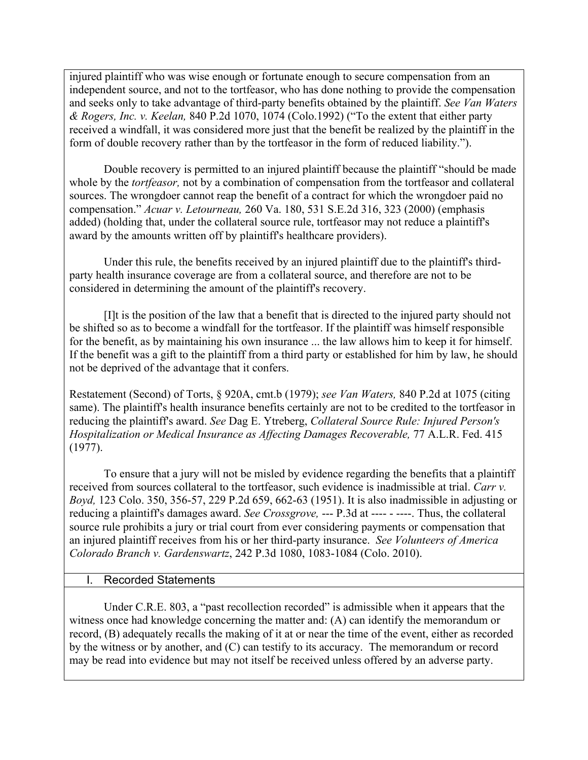injured plaintiff who was wise enough or fortunate enough to secure compensation from an independent source, and not to the tortfeasor, who has done nothing to provide the compensation and seeks only to take advantage of third-party benefits obtained by the plaintiff. *See Van Waters & Rogers, Inc. v. Keelan,* 840 P.2d 1070, 1074 (Colo.1992) ("To the extent that either party received a windfall, it was considered more just that the benefit be realized by the plaintiff in the form of double recovery rather than by the tortfeasor in the form of reduced liability.").

Double recovery is permitted to an injured plaintiff because the plaintiff "should be made whole by the *tortfeasor,* not by a combination of compensation from the tortfeasor and collateral sources. The wrongdoer cannot reap the benefit of a contract for which the wrongdoer paid no compensation." *Acuar v. Letourneau,* 260 Va. 180, 531 S.E.2d 316, 323 (2000) (emphasis added) (holding that, under the collateral source rule, tortfeasor may not reduce a plaintiff's award by the amounts written off by plaintiff's healthcare providers).

Under this rule, the benefits received by an injured plaintiff due to the plaintiff's third-party health insurance coverage are from a collateral source, and therefore are not to be considered in determining the amount of the plaintiff's recovery.

> [I]t is the position of the law that a benefit that is directed to the injured party should not be shifted so as to become a windfall for the tortfeasor. If the plaintiff was himself responsible for the benefit, as by maintaining his own insurance ... the law allows him to keep it for himself. If the benefit was a gift to the plaintiff from a third party or established for him by law, he should not be deprived of the advantage that it confers.

Restatement (Second) of Torts, § 920A, cmt.b (1979); *see Van Waters,* 840 P.2d at 1075 (citing same). The plaintiff's health insurance benefits certainly are not to be credited to the tortfeasor in reducing the plaintiff's award. *See* Dag E. Ytreberg, *Collateral Source Rule: Injured Person's Hospitalization or Medical Insurance as Affecting Damages Recoverable,* 77 A.L.R. Fed. 415 (1977).

To ensure that a jury will not be misled by evidence regarding the benefits that a plaintiff received from sources collateral to the tortfeasor, such evidence is inadmissible at trial. *Carr v. Boyd,* 123 Colo. 350, 356-57, 229 P.2d 659, 662-63 (1951). It is also inadmissible in adjusting or reducing a plaintiff's damages award. *See Crossgrove,* --- P.3d at ---- - ----. Thus, the collateral source rule prohibits a jury or trial court from ever considering payments or compensation that an injured plaintiff receives from his or her third-party insurance. *See Volunteers of America Colorado Branch v. Gardenswartz*, 242 P.3d 1080, 1083-1084 (Colo. 2010).

## I. Recorded Statements

Under C.R.E. 803, a "past recollection recorded" is admissible when it appears that the witness once had knowledge concerning the matter and: (A) can identify the memorandum or record, (B) adequately recalls the making of it at or near the time of the event, either as recorded by the witness or by another, and (C) can testify to its accuracy. The memorandum or record may be read into evidence but may not itself be received unless offered by an adverse party.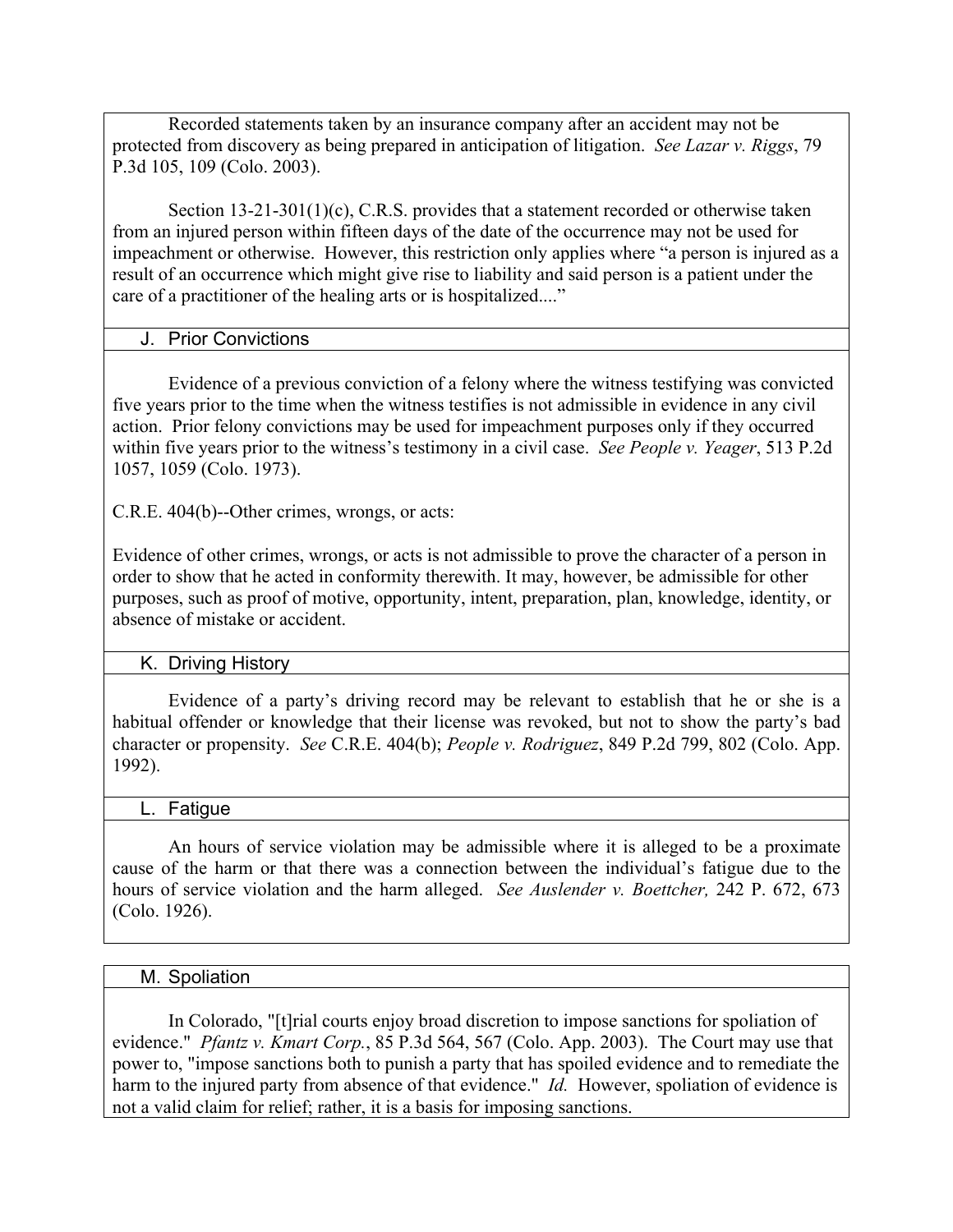Recorded statements taken by an insurance company after an accident may not be protected from discovery as being prepared in anticipation of litigation. *See Lazar v. Riggs*, 79 P.3d 105, 109 (Colo. 2003).

Section 13-21-301(1)(c), C.R.S. provides that a statement recorded or otherwise taken from an injured person within fifteen days of the date of the occurrence may not be used for impeachment or otherwise. However, this restriction only applies where "a person is injured as a result of an occurrence which might give rise to liability and said person is a patient under the care of a practitioner of the healing arts or is hospitalized...."

### J. Prior Convictions

Evidence of a previous conviction of a felony where the witness testifying was convicted five years prior to the time when the witness testifies is not admissible in evidence in any civil action. Prior felony convictions may be used for impeachment purposes only if they occurred within five years prior to the witness's testimony in a civil case. *See People v. Yeager*, 513 P.2d 1057, 1059 (Colo. 1973).

C.R.E. 404(b)--Other crimes, wrongs, or acts:

Evidence of other crimes, wrongs, or acts is not admissible to prove the character of a person in order to show that he acted in conformity therewith. It may, however, be admissible for other purposes, such as proof of motive, opportunity, intent, preparation, plan, knowledge, identity, or absence of mistake or accident.

### K. Driving History

Evidence of a party's driving record may be relevant to establish that he or she is a habitual offender or knowledge that their license was revoked, but not to show the party's bad character or propensity. *See* C.R.E. 404(b); *People v. Rodriguez*, 849 P.2d 799, 802 (Colo. App. 1992).

### L. Fatigue

An hours of service violation may be admissible where it is alleged to be a proximate cause of the harm or that there was a connection between the individual's fatigue due to the hours of service violation and the harm alleged. *See Auslender v. Boettcher,* 242 P. 672, 673 (Colo. 1926).

### M. Spoliation

In Colorado, "[t]rial courts enjoy broad discretion to impose sanctions for spoliation of evidence." *Pfantz v. Kmart Corp.*, 85 P.3d 564, 567 (Colo. App. 2003). The Court may use that power to, "impose sanctions both to punish a party that has spoiled evidence and to remediate the harm to the injured party from absence of that evidence." *Id.* However, spoliation of evidence is not a valid claim for relief; rather, it is a basis for imposing sanctions.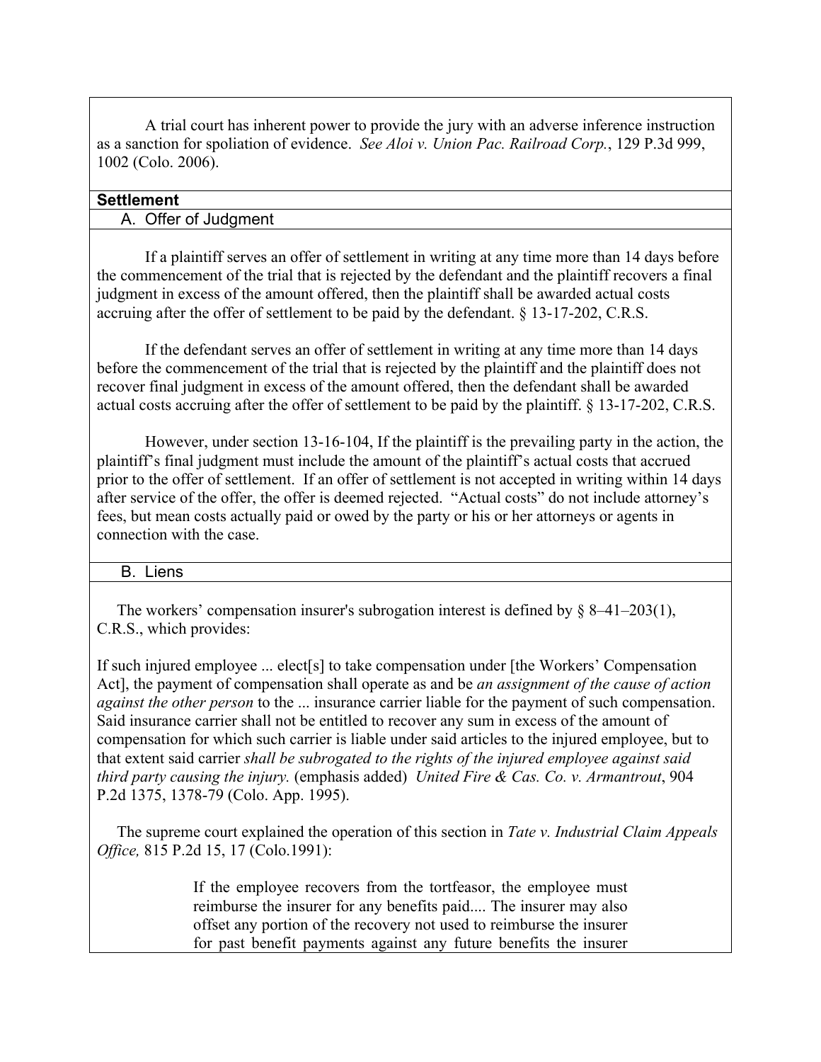A trial court has inherent power to provide the jury with an adverse inference instruction as a sanction for spoliation of evidence. *See Aloi v. Union Pac. Railroad Corp.*, 129 P.3d 999, 1002 (Colo. 2006).

## Settlement

### A. Offer of Judgment

If a plaintiff serves an offer of settlement in writing at any time more than 14 days before the commencement of the trial that is rejected by the defendant and the plaintiff recovers a final judgment in excess of the amount offered, then the plaintiff shall be awarded actual costs accruing after the offer of settlement to be paid by the defendant. § 13-17-202, C.R.S.

If the defendant serves an offer of settlement in writing at any time more than 14 days before the commencement of the trial that is rejected by the plaintiff and the plaintiff does not recover final judgment in excess of the amount offered, then the defendant shall be awarded actual costs accruing after the offer of settlement to be paid by the plaintiff. § 13-17-202, C.R.S.

However, under section 13-16-104, If the plaintiff is the prevailing party in the action, the plaintiff's final judgment must include the amount of the plaintiff's actual costs that accrued prior to the offer of settlement. If an offer of settlement is not accepted in writing within 14 days after service of the offer, the offer is deemed rejected. "Actual costs" do not include attorney's fees, but mean costs actually paid or owed by the party or his or her attorneys or agents in connection with the case.

### B. Liens

The workers' compensation insurer's subrogation interest is defined by § 8–41–203(1), C.R.S., which provides:

If such injured employee ... elect[s] to take compensation under [the Workers' Compensation Act], the payment of compensation shall operate as and be *an assignment of the cause of action against the other person* to the ... insurance carrier liable for the payment of such compensation. Said insurance carrier shall not be entitled to recover any sum in excess of the amount of compensation for which such carrier is liable under said articles to the injured employee, but to that extent said carrier *shall be subrogated to the rights of the injured employee against said third party causing the injury.* (emphasis added) *United Fire & Cas. Co. v. Armantrout*, 904 P.2d 1375, 1378-79 (Colo. App. 1995).

The supreme court explained the operation of this section in *Tate v. Industrial Claim Appeals Office,* 815 P.2d 15, 17 (Colo.1991):

> If the employee recovers from the tortfeasor, the employee must reimburse the insurer for any benefits paid.... The insurer may also offset any portion of the recovery not used to reimburse the insurer for past benefit payments against any future benefits the insurer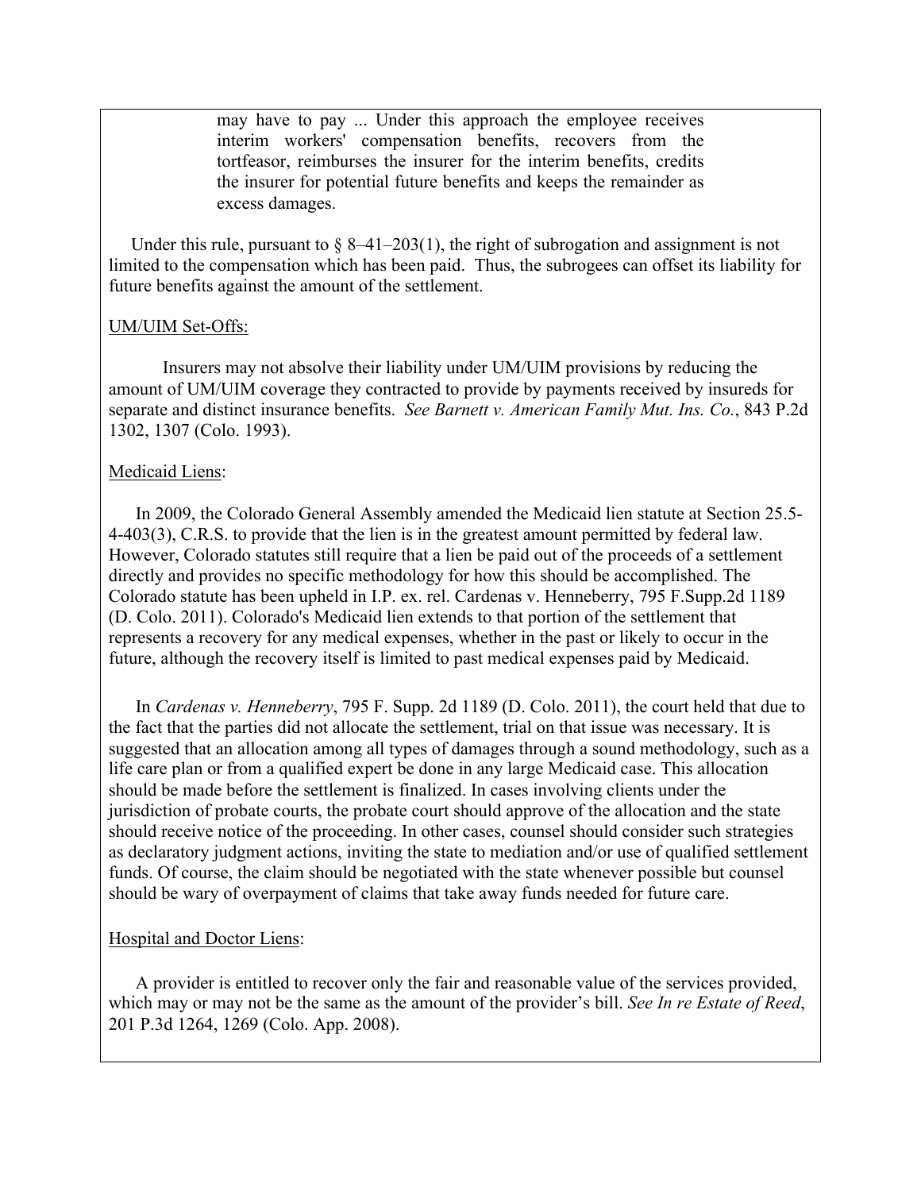> may have to pay ... Under this approach the employee receives interim workers' compensation benefits, recovers from the tortfeasor, reimburses the insurer for the interim benefits, credits the insurer for potential future benefits and keeps the remainder as excess damages.

Under this rule, pursuant to § 8–41–203(1), the right of subrogation and assignment is not limited to the compensation which has been paid. Thus, the subrogees can offset its liability for future benefits against the amount of the settlement.

UM/UIM Set-Offs:

Insurers may not absolve their liability under UM/UIM provisions by reducing the amount of UM/UIM coverage they contracted to provide by payments received by insureds for separate and distinct insurance benefits. *See Barnett v. American Family Mut. Ins. Co.*, 843 P.2d 1302, 1307 (Colo. 1993).

Medicaid Liens:

In 2009, the Colorado General Assembly amended the Medicaid lien statute at Section 25.5-4-403(3), C.R.S. to provide that the lien is in the greatest amount permitted by federal law. However, Colorado statutes still require that a lien be paid out of the proceeds of a settlement directly and provides no specific methodology for how this should be accomplished. The Colorado statute has been upheld in I.P. ex. rel. Cardenas v. Henneberry, 795 F.Supp.2d 1189 (D. Colo. 2011). Colorado's Medicaid lien extends to that portion of the settlement that represents a recovery for any medical expenses, whether in the past or likely to occur in the future, although the recovery itself is limited to past medical expenses paid by Medicaid.

In *Cardenas v. Henneberry*, 795 F. Supp. 2d 1189 (D. Colo. 2011), the court held that due to the fact that the parties did not allocate the settlement, trial on that issue was necessary. It is suggested that an allocation among all types of damages through a sound methodology, such as a life care plan or from a qualified expert be done in any large Medicaid case. This allocation should be made before the settlement is finalized. In cases involving clients under the jurisdiction of probate courts, the probate court should approve of the allocation and the state should receive notice of the proceeding. In other cases, counsel should consider such strategies as declaratory judgment actions, inviting the state to mediation and/or use of qualified settlement funds. Of course, the claim should be negotiated with the state whenever possible but counsel should be wary of overpayment of claims that take away funds needed for future care.

Hospital and Doctor Liens:

A provider is entitled to recover only the fair and reasonable value of the services provided, which may or may not be the same as the amount of the provider's bill. *See In re Estate of Reed*, 201 P.3d 1264, 1269 (Colo. App. 2008).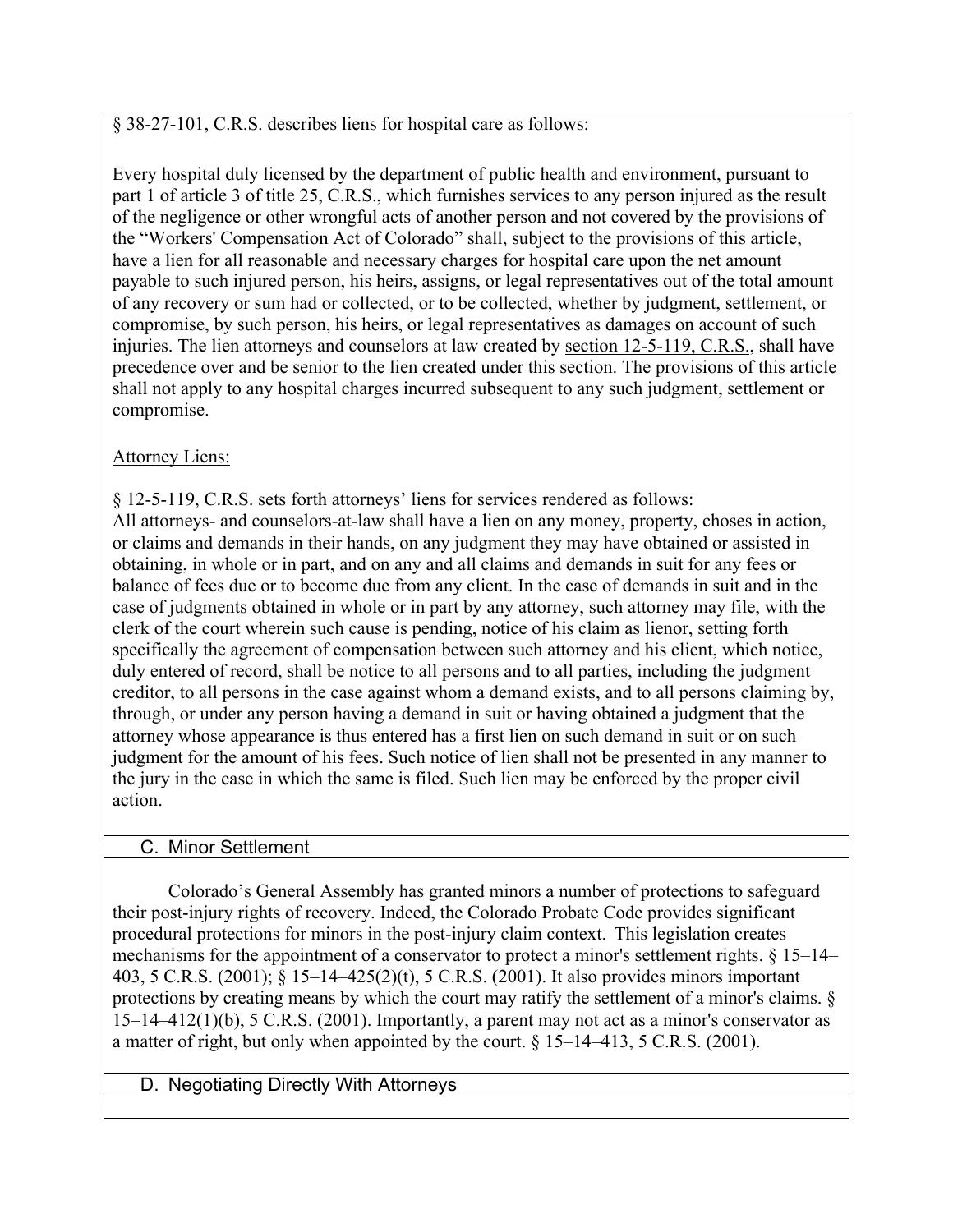§ 38-27-101, C.R.S. describes liens for hospital care as follows:

Every hospital duly licensed by the department of public health and environment, pursuant to part 1 of article 3 of title 25, C.R.S., which furnishes services to any person injured as the result of the negligence or other wrongful acts of another person and not covered by the provisions of the "Workers' Compensation Act of Colorado" shall, subject to the provisions of this article, have a lien for all reasonable and necessary charges for hospital care upon the net amount payable to such injured person, his heirs, assigns, or legal representatives out of the total amount of any recovery or sum had or collected, or to be collected, whether by judgment, settlement, or compromise, by such person, his heirs, or legal representatives as damages on account of such injuries. The lien attorneys and counselors at law created by section 12-5-119, C.R.S., shall have precedence over and be senior to the lien created under this section. The provisions of this article shall not apply to any hospital charges incurred subsequent to any such judgment, settlement or compromise.

Attorney Liens:

§ 12-5-119, C.R.S. sets forth attorneys' liens for services rendered as follows:
All attorneys- and counselors-at-law shall have a lien on any money, property, choses in action, or claims and demands in their hands, on any judgment they may have obtained or assisted in obtaining, in whole or in part, and on any and all claims and demands in suit for any fees or balance of fees due or to become due from any client. In the case of demands in suit and in the case of judgments obtained in whole or in part by any attorney, such attorney may file, with the clerk of the court wherein such cause is pending, notice of his claim as lienor, setting forth specifically the agreement of compensation between such attorney and his client, which notice, duly entered of record, shall be notice to all persons and to all parties, including the judgment creditor, to all persons in the case against whom a demand exists, and to all persons claiming by, through, or under any person having a demand in suit or having obtained a judgment that the attorney whose appearance is thus entered has a first lien on such demand in suit or on such judgment for the amount of his fees. Such notice of lien shall not be presented in any manner to the jury in the case in which the same is filed. Such lien may be enforced by the proper civil action.

## C. Minor Settlement

Colorado's General Assembly has granted minors a number of protections to safeguard their post-injury rights of recovery. Indeed, the Colorado Probate Code provides significant procedural protections for minors in the post-injury claim context. This legislation creates mechanisms for the appointment of a conservator to protect a minor's settlement rights. § 15–14–403, 5 C.R.S. (2001); § 15–14–425(2)(t), 5 C.R.S. (2001). It also provides minors important protections by creating means by which the court may ratify the settlement of a minor's claims. § 15–14–412(1)(b), 5 C.R.S. (2001). Importantly, a parent may not act as a minor's conservator as a matter of right, but only when appointed by the court. § 15–14–413, 5 C.R.S. (2001).

## D. Negotiating Directly With Attorneys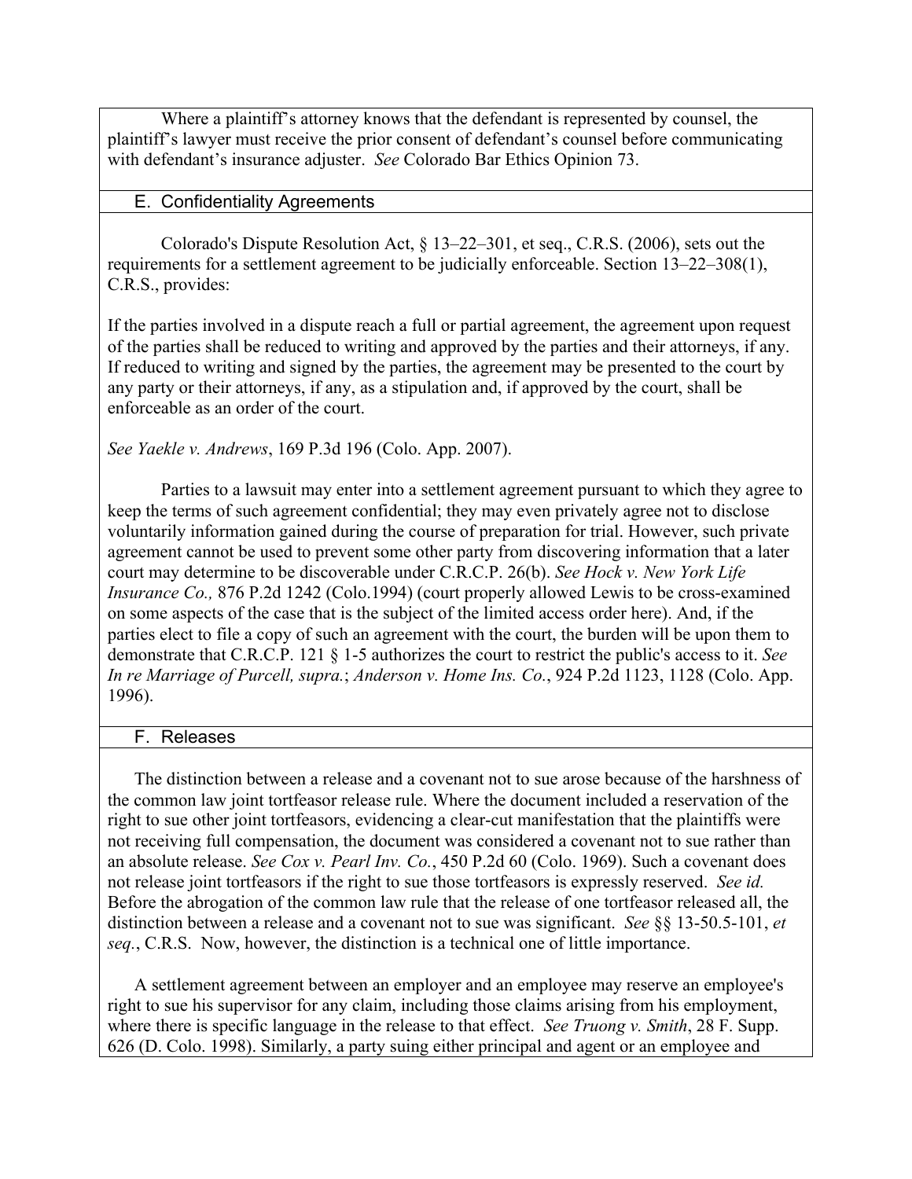Where a plaintiff's attorney knows that the defendant is represented by counsel, the plaintiff's lawyer must receive the prior consent of defendant's counsel before communicating with defendant's insurance adjuster. *See* Colorado Bar Ethics Opinion 73.

## E. Confidentiality Agreements

Colorado's Dispute Resolution Act, § 13–22–301, et seq., C.R.S. (2006), sets out the requirements for a settlement agreement to be judicially enforceable. Section 13–22–308(1), C.R.S., provides:

If the parties involved in a dispute reach a full or partial agreement, the agreement upon request of the parties shall be reduced to writing and approved by the parties and their attorneys, if any. If reduced to writing and signed by the parties, the agreement may be presented to the court by any party or their attorneys, if any, as a stipulation and, if approved by the court, shall be enforceable as an order of the court.

*See Yaekle v. Andrews*, 169 P.3d 196 (Colo. App. 2007).

Parties to a lawsuit may enter into a settlement agreement pursuant to which they agree to keep the terms of such agreement confidential; they may even privately agree not to disclose voluntarily information gained during the course of preparation for trial. However, such private agreement cannot be used to prevent some other party from discovering information that a later court may determine to be discoverable under C.R.C.P. 26(b). *See Hock v. New York Life Insurance Co.,* 876 P.2d 1242 (Colo.1994) (court properly allowed Lewis to be cross-examined on some aspects of the case that is the subject of the limited access order here). And, if the parties elect to file a copy of such an agreement with the court, the burden will be upon them to demonstrate that C.R.C.P. 121 § 1-5 authorizes the court to restrict the public's access to it. *See In re Marriage of Purcell, supra.*; *Anderson v. Home Ins. Co.*, 924 P.2d 1123, 1128 (Colo. App. 1996).

## F. Releases

The distinction between a release and a covenant not to sue arose because of the harshness of the common law joint tortfeasor release rule. Where the document included a reservation of the right to sue other joint tortfeasors, evidencing a clear-cut manifestation that the plaintiffs were not receiving full compensation, the document was considered a covenant not to sue rather than an absolute release. *See Cox v. Pearl Inv. Co.*, 450 P.2d 60 (Colo. 1969). Such a covenant does not release joint tortfeasors if the right to sue those tortfeasors is expressly reserved. *See id.* Before the abrogation of the common law rule that the release of one tortfeasor released all, the distinction between a release and a covenant not to sue was significant. *See* §§ 13-50.5-101, *et seq.*, C.R.S. Now, however, the distinction is a technical one of little importance.

A settlement agreement between an employer and an employee may reserve an employee's right to sue his supervisor for any claim, including those claims arising from his employment, where there is specific language in the release to that effect. *See Truong v. Smith*, 28 F. Supp. 626 (D. Colo. 1998). Similarly, a party suing either principal and agent or an employee and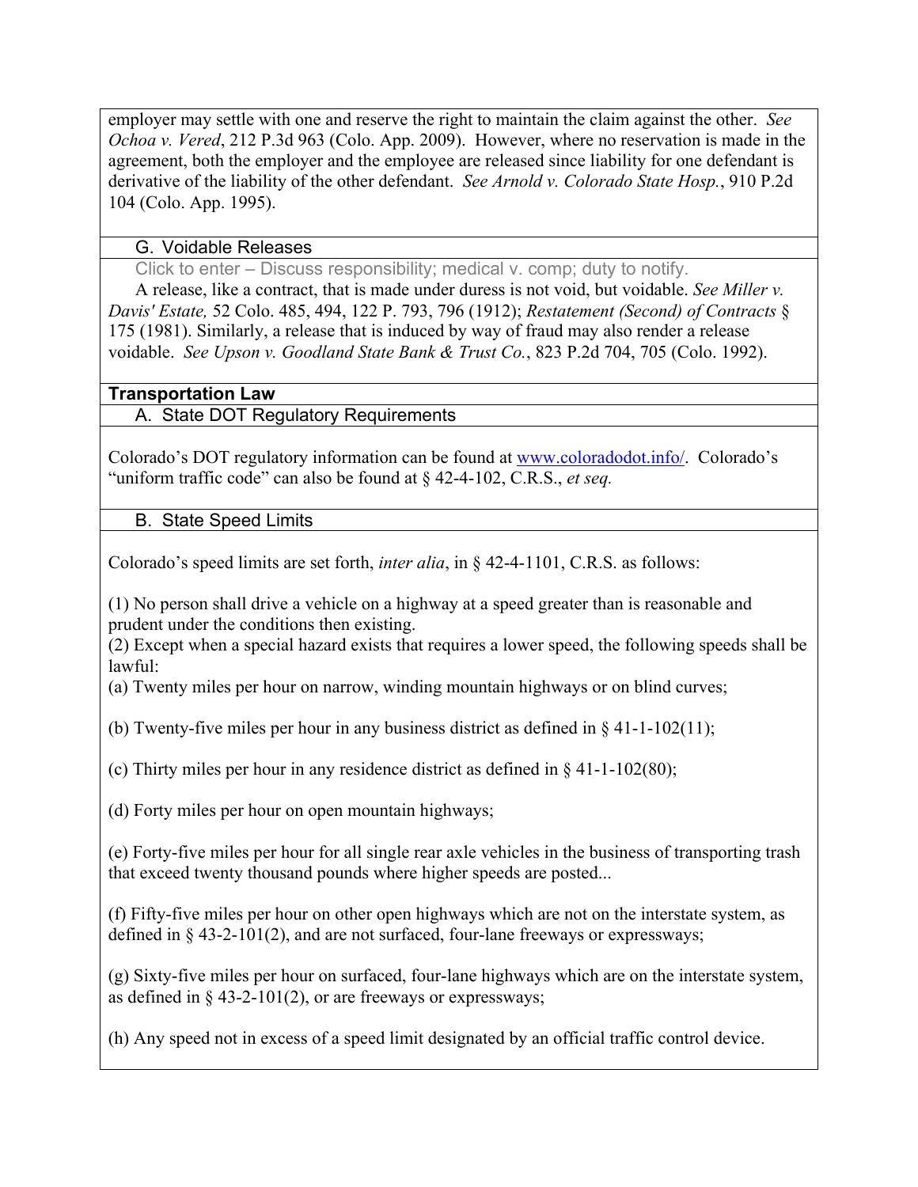employer may settle with one and reserve the right to maintain the claim against the other. *See Ochoa v. Vered*, 212 P.3d 963 (Colo. App. 2009). However, where no reservation is made in the agreement, both the employer and the employee are released since liability for one defendant is derivative of the liability of the other defendant. *See Arnold v. Colorado State Hosp.*, 910 P.2d 104 (Colo. App. 1995).

### G. Voidable Releases

Click to enter – Discuss responsibility; medical v. comp; duty to notify.

A release, like a contract, that is made under duress is not void, but voidable. *See Miller v. Davis' Estate,* 52 Colo. 485, 494, 122 P. 793, 796 (1912); *Restatement (Second) of Contracts* § 175 (1981). Similarly, a release that is induced by way of fraud may also render a release voidable. *See Upson v. Goodland State Bank & Trust Co.*, 823 P.2d 704, 705 (Colo. 1992).

## Transportation Law

### A. State DOT Regulatory Requirements

Colorado's DOT regulatory information can be found at [www.coloradodot.info/](http://www.coloradodot.info/). Colorado's "uniform traffic code" can also be found at § 42-4-102, C.R.S., *et seq.*

### B. State Speed Limits

Colorado's speed limits are set forth, *inter alia*, in § 42-4-1101, C.R.S. as follows:

(1) No person shall drive a vehicle on a highway at a speed greater than is reasonable and prudent under the conditions then existing.
(2) Except when a special hazard exists that requires a lower speed, the following speeds shall be lawful:
(a) Twenty miles per hour on narrow, winding mountain highways or on blind curves;

(b) Twenty-five miles per hour in any business district as defined in § 41-1-102(11);

(c) Thirty miles per hour in any residence district as defined in § 41-1-102(80);

(d) Forty miles per hour on open mountain highways;

(e) Forty-five miles per hour for all single rear axle vehicles in the business of transporting trash that exceed twenty thousand pounds where higher speeds are posted...

(f) Fifty-five miles per hour on other open highways which are not on the interstate system, as defined in § 43-2-101(2), and are not surfaced, four-lane freeways or expressways;

(g) Sixty-five miles per hour on surfaced, four-lane highways which are on the interstate system, as defined in § 43-2-101(2), or are freeways or expressways;

(h) Any speed not in excess of a speed limit designated by an official traffic control device.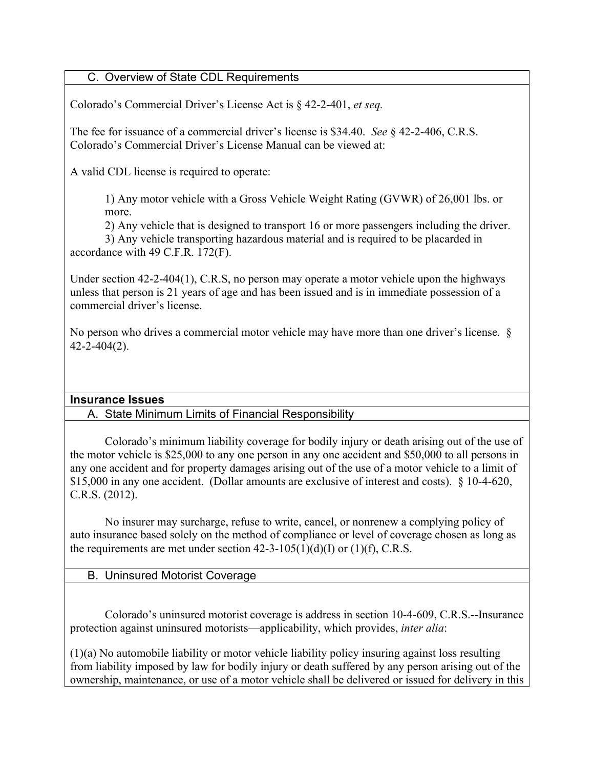### C. Overview of State CDL Requirements

Colorado's Commercial Driver's License Act is § 42-2-401, *et seq.*

The fee for issuance of a commercial driver's license is $34.40. *See* § 42-2-406, C.R.S. Colorado's Commercial Driver's License Manual can be viewed at:

A valid CDL license is required to operate:

1) Any motor vehicle with a Gross Vehicle Weight Rating (GVWR) of 26,001 lbs. or more.
2) Any vehicle that is designed to transport 16 or more passengers including the driver.
3) Any vehicle transporting hazardous material and is required to be placarded in accordance with 49 C.F.R. 172(F).

Under section 42-2-404(1), C.R.S, no person may operate a motor vehicle upon the highways unless that person is 21 years of age and has been issued and is in immediate possession of a commercial driver's license.

No person who drives a commercial motor vehicle may have more than one driver's license. § 42-2-404(2).

## Insurance Issues

### A. State Minimum Limits of Financial Responsibility

Colorado's minimum liability coverage for bodily injury or death arising out of the use of the motor vehicle is $25,000 to any one person in any one accident and $50,000 to all persons in any one accident and for property damages arising out of the use of a motor vehicle to a limit of $15,000 in any one accident. (Dollar amounts are exclusive of interest and costs). § 10-4-620, C.R.S. (2012).

No insurer may surcharge, refuse to write, cancel, or nonrenew a complying policy of auto insurance based solely on the method of compliance or level of coverage chosen as long as the requirements are met under section 42-3-105(1)(d)(I) or (1)(f), C.R.S.

### B. Uninsured Motorist Coverage

Colorado's uninsured motorist coverage is address in section 10-4-609, C.R.S.--Insurance protection against uninsured motorists—applicability, which provides, *inter alia*:

(1)(a) No automobile liability or motor vehicle liability policy insuring against loss resulting from liability imposed by law for bodily injury or death suffered by any person arising out of the ownership, maintenance, or use of a motor vehicle shall be delivered or issued for delivery in this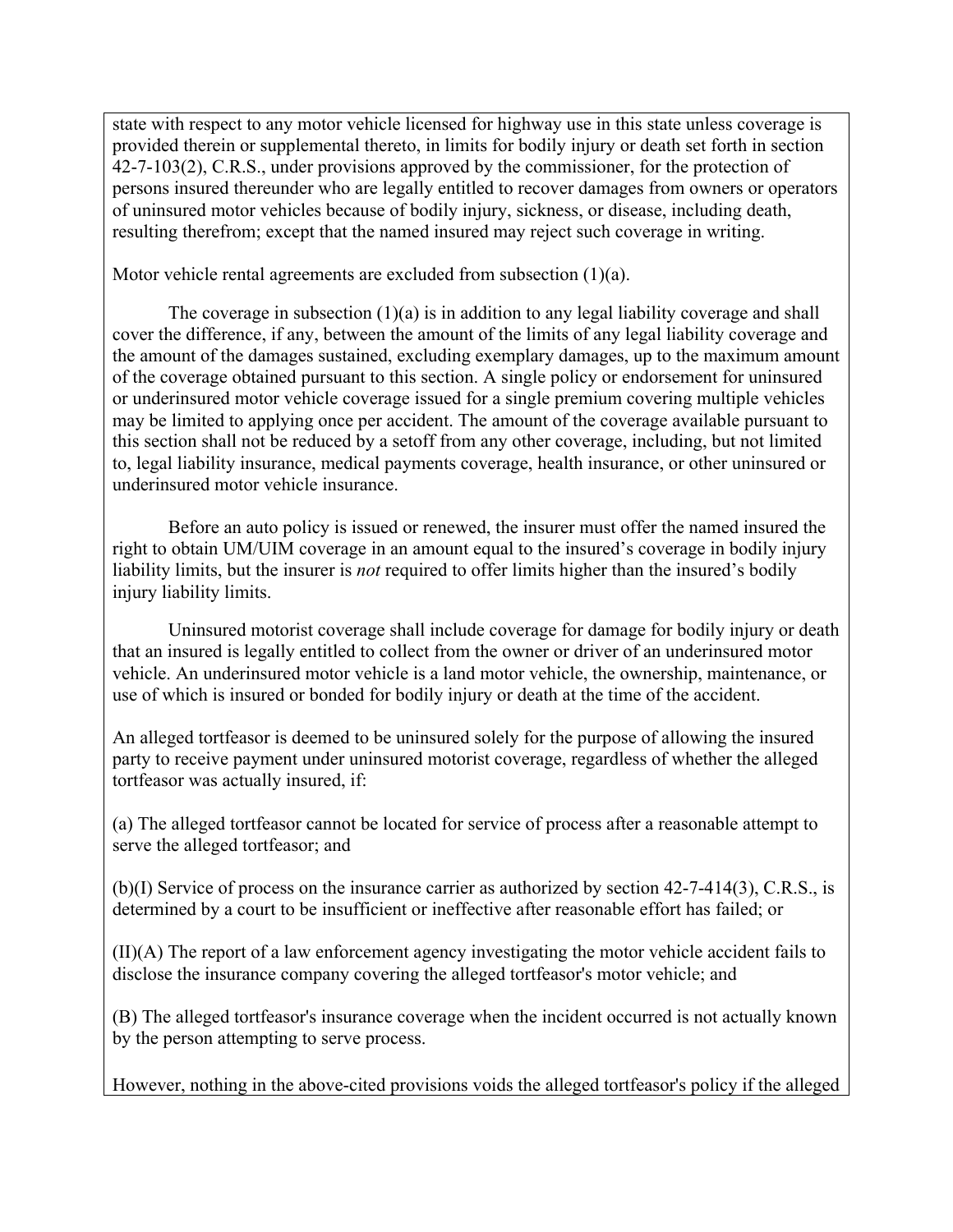state with respect to any motor vehicle licensed for highway use in this state unless coverage is provided therein or supplemental thereto, in limits for bodily injury or death set forth in section 42-7-103(2), C.R.S., under provisions approved by the commissioner, for the protection of persons insured thereunder who are legally entitled to recover damages from owners or operators of uninsured motor vehicles because of bodily injury, sickness, or disease, including death, resulting therefrom; except that the named insured may reject such coverage in writing.

Motor vehicle rental agreements are excluded from subsection (1)(a).

The coverage in subsection (1)(a) is in addition to any legal liability coverage and shall cover the difference, if any, between the amount of the limits of any legal liability coverage and the amount of the damages sustained, excluding exemplary damages, up to the maximum amount of the coverage obtained pursuant to this section. A single policy or endorsement for uninsured or underinsured motor vehicle coverage issued for a single premium covering multiple vehicles may be limited to applying once per accident. The amount of the coverage available pursuant to this section shall not be reduced by a setoff from any other coverage, including, but not limited to, legal liability insurance, medical payments coverage, health insurance, or other uninsured or underinsured motor vehicle insurance.

Before an auto policy is issued or renewed, the insurer must offer the named insured the right to obtain UM/UIM coverage in an amount equal to the insured's coverage in bodily injury liability limits, but the insurer is *not* required to offer limits higher than the insured's bodily injury liability limits.

Uninsured motorist coverage shall include coverage for damage for bodily injury or death that an insured is legally entitled to collect from the owner or driver of an underinsured motor vehicle. An underinsured motor vehicle is a land motor vehicle, the ownership, maintenance, or use of which is insured or bonded for bodily injury or death at the time of the accident.

An alleged tortfeasor is deemed to be uninsured solely for the purpose of allowing the insured party to receive payment under uninsured motorist coverage, regardless of whether the alleged tortfeasor was actually insured, if:

(a) The alleged tortfeasor cannot be located for service of process after a reasonable attempt to serve the alleged tortfeasor; and

(b)(I) Service of process on the insurance carrier as authorized by section 42-7-414(3), C.R.S., is determined by a court to be insufficient or ineffective after reasonable effort has failed; or

(II)(A) The report of a law enforcement agency investigating the motor vehicle accident fails to disclose the insurance company covering the alleged tortfeasor's motor vehicle; and

(B) The alleged tortfeasor's insurance coverage when the incident occurred is not actually known by the person attempting to serve process.

However, nothing in the above-cited provisions voids the alleged tortfeasor's policy if the alleged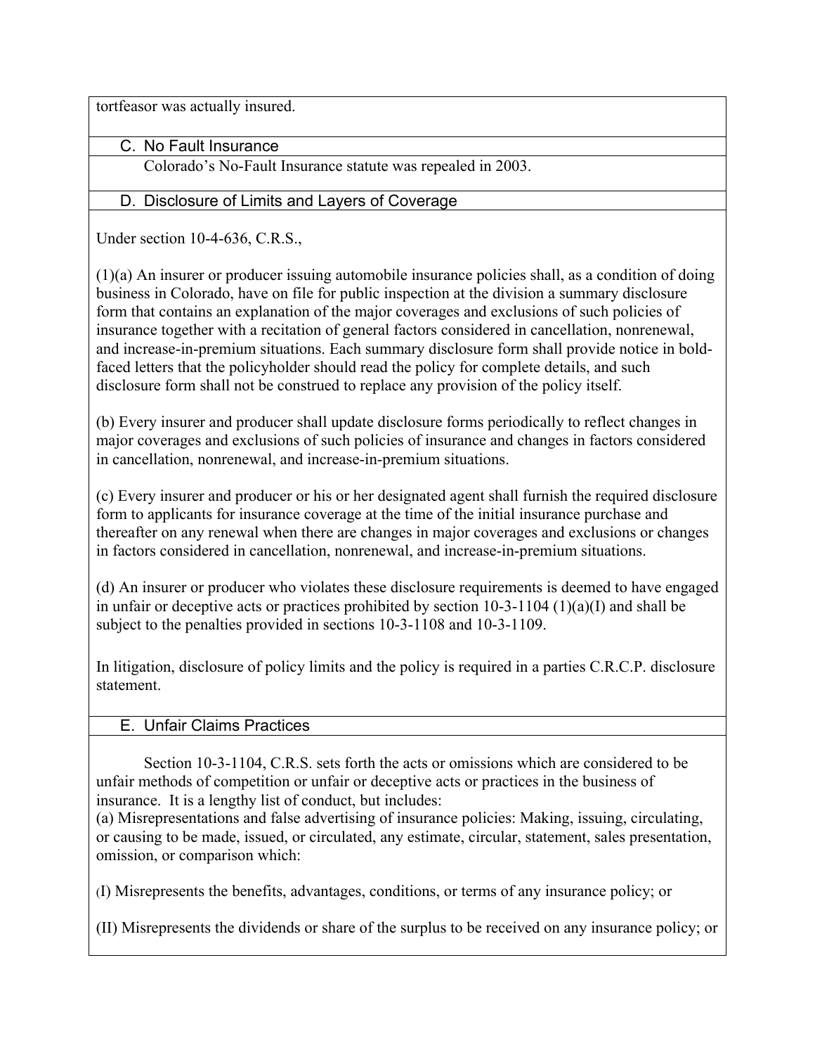tortfeasor was actually insured.

### C. No Fault Insurance

Colorado's No-Fault Insurance statute was repealed in 2003.

### D. Disclosure of Limits and Layers of Coverage

Under section 10-4-636, C.R.S.,

(1)(a) An insurer or producer issuing automobile insurance policies shall, as a condition of doing business in Colorado, have on file for public inspection at the division a summary disclosure form that contains an explanation of the major coverages and exclusions of such policies of insurance together with a recitation of general factors considered in cancellation, nonrenewal, and increase-in-premium situations. Each summary disclosure form shall provide notice in bold-faced letters that the policyholder should read the policy for complete details, and such disclosure form shall not be construed to replace any provision of the policy itself.

(b) Every insurer and producer shall update disclosure forms periodically to reflect changes in major coverages and exclusions of such policies of insurance and changes in factors considered in cancellation, nonrenewal, and increase-in-premium situations.

(c) Every insurer and producer or his or her designated agent shall furnish the required disclosure form to applicants for insurance coverage at the time of the initial insurance purchase and thereafter on any renewal when there are changes in major coverages and exclusions or changes in factors considered in cancellation, nonrenewal, and increase-in-premium situations.

(d) An insurer or producer who violates these disclosure requirements is deemed to have engaged in unfair or deceptive acts or practices prohibited by section 10-3-1104 (1)(a)(I) and shall be subject to the penalties provided in sections 10-3-1108 and 10-3-1109.

In litigation, disclosure of policy limits and the policy is required in a parties C.R.C.P. disclosure statement.

### E. Unfair Claims Practices

Section 10-3-1104, C.R.S. sets forth the acts or omissions which are considered to be unfair methods of competition or unfair or deceptive acts or practices in the business of insurance. It is a lengthy list of conduct, but includes:

(a) Misrepresentations and false advertising of insurance policies: Making, issuing, circulating, or causing to be made, issued, or circulated, any estimate, circular, statement, sales presentation, omission, or comparison which:

(I) Misrepresents the benefits, advantages, conditions, or terms of any insurance policy; or

(II) Misrepresents the dividends or share of the surplus to be received on any insurance policy; or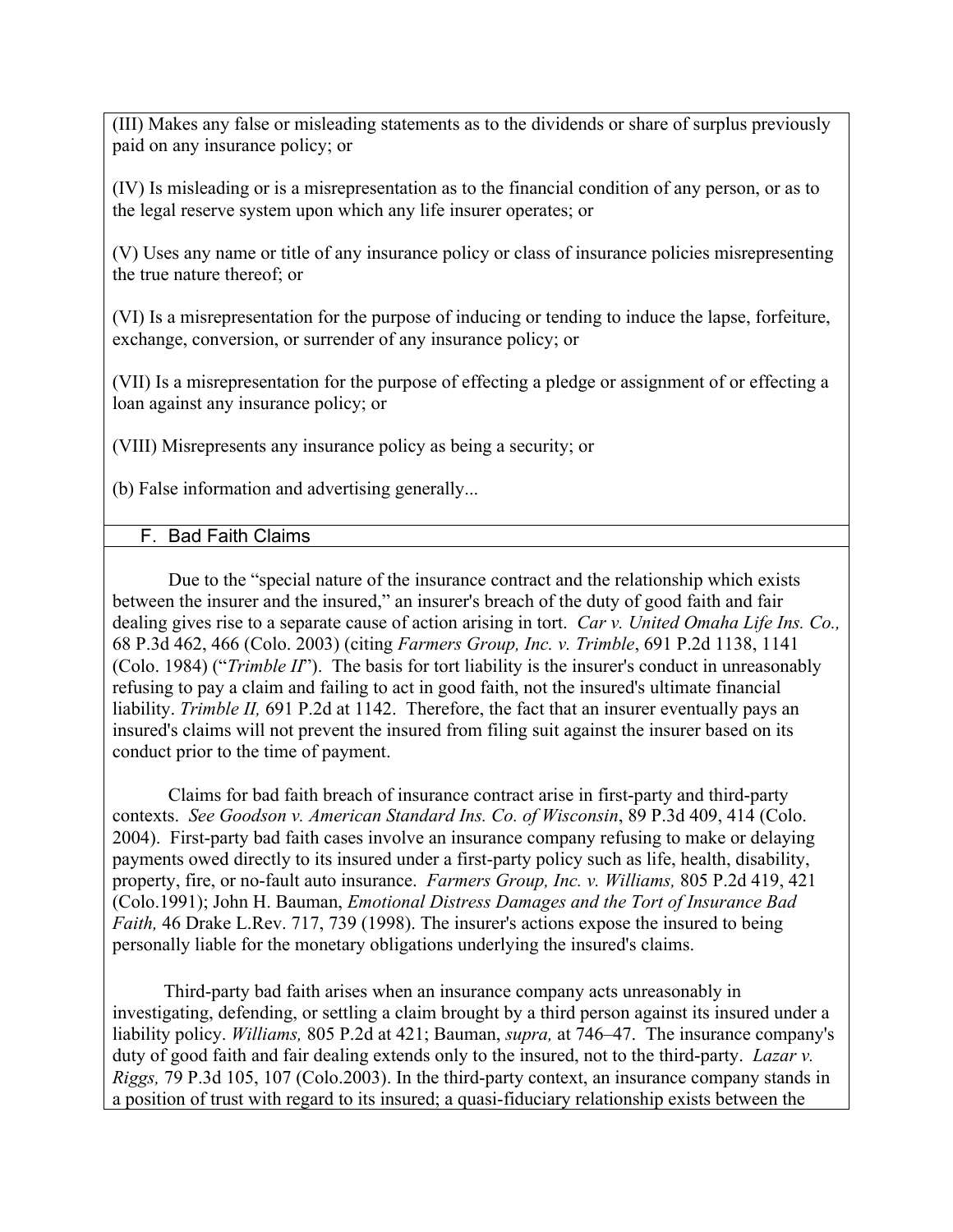(III) Makes any false or misleading statements as to the dividends or share of surplus previously paid on any insurance policy; or

(IV) Is misleading or is a misrepresentation as to the financial condition of any person, or as to the legal reserve system upon which any life insurer operates; or

(V) Uses any name or title of any insurance policy or class of insurance policies misrepresenting the true nature thereof; or

(VI) Is a misrepresentation for the purpose of inducing or tending to induce the lapse, forfeiture, exchange, conversion, or surrender of any insurance policy; or

(VII) Is a misrepresentation for the purpose of effecting a pledge or assignment of or effecting a loan against any insurance policy; or

(VIII) Misrepresents any insurance policy as being a security; or

(b) False information and advertising generally...

## F. Bad Faith Claims

Due to the "special nature of the insurance contract and the relationship which exists between the insurer and the insured," an insurer's breach of the duty of good faith and fair dealing gives rise to a separate cause of action arising in tort. *Car v. United Omaha Life Ins. Co.,* 68 P.3d 462, 466 (Colo. 2003) (citing *Farmers Group, Inc. v. Trimble*, 691 P.2d 1138, 1141 (Colo. 1984) ("*Trimble II*"). The basis for tort liability is the insurer's conduct in unreasonably refusing to pay a claim and failing to act in good faith, not the insured's ultimate financial liability. *Trimble II,* 691 P.2d at 1142. Therefore, the fact that an insurer eventually pays an insured's claims will not prevent the insured from filing suit against the insurer based on its conduct prior to the time of payment.

Claims for bad faith breach of insurance contract arise in first-party and third-party contexts. *See Goodson v. American Standard Ins. Co. of Wisconsin*, 89 P.3d 409, 414 (Colo. 2004). First-party bad faith cases involve an insurance company refusing to make or delaying payments owed directly to its insured under a first-party policy such as life, health, disability, property, fire, or no-fault auto insurance. *Farmers Group, Inc. v. Williams,* 805 P.2d 419, 421 (Colo.1991); John H. Bauman, *Emotional Distress Damages and the Tort of Insurance Bad Faith,* 46 Drake L.Rev. 717, 739 (1998). The insurer's actions expose the insured to being personally liable for the monetary obligations underlying the insured's claims.

Third-party bad faith arises when an insurance company acts unreasonably in investigating, defending, or settling a claim brought by a third person against its insured under a liability policy. *Williams,* 805 P.2d at 421; Bauman, *supra,* at 746–47. The insurance company's duty of good faith and fair dealing extends only to the insured, not to the third-party. *Lazar v. Riggs,* 79 P.3d 105, 107 (Colo.2003). In the third-party context, an insurance company stands in a position of trust with regard to its insured; a quasi-fiduciary relationship exists between the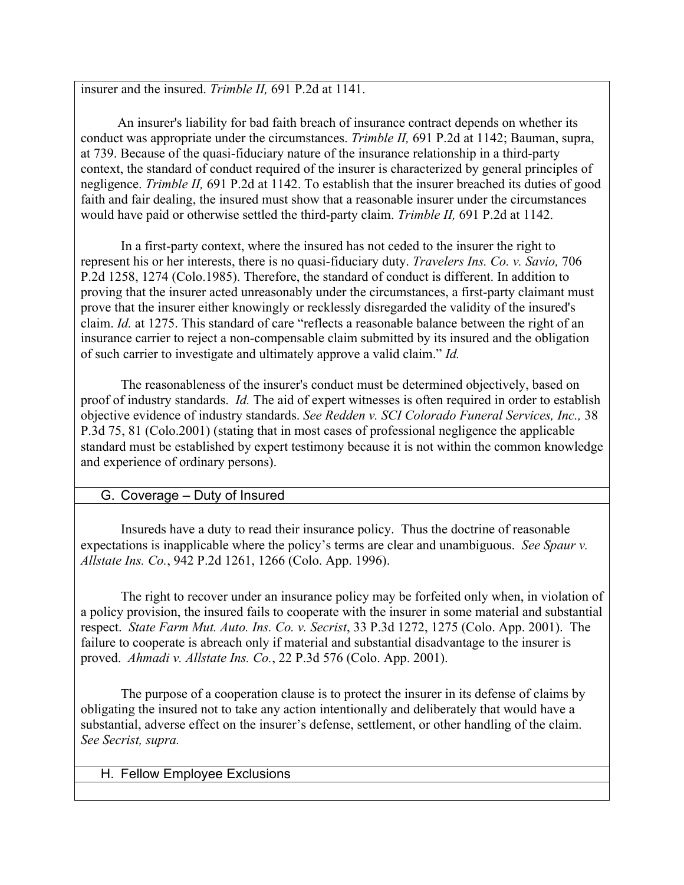insurer and the insured. *Trimble II,* 691 P.2d at 1141.

An insurer's liability for bad faith breach of insurance contract depends on whether its conduct was appropriate under the circumstances. *Trimble II,* 691 P.2d at 1142; Bauman, supra, at 739. Because of the quasi-fiduciary nature of the insurance relationship in a third-party context, the standard of conduct required of the insurer is characterized by general principles of negligence. *Trimble II,* 691 P.2d at 1142. To establish that the insurer breached its duties of good faith and fair dealing, the insured must show that a reasonable insurer under the circumstances would have paid or otherwise settled the third-party claim. *Trimble II,* 691 P.2d at 1142.

In a first-party context, where the insured has not ceded to the insurer the right to represent his or her interests, there is no quasi-fiduciary duty. *Travelers Ins. Co. v. Savio,* 706 P.2d 1258, 1274 (Colo.1985). Therefore, the standard of conduct is different. In addition to proving that the insurer acted unreasonably under the circumstances, a first-party claimant must prove that the insurer either knowingly or recklessly disregarded the validity of the insured's claim. *Id.* at 1275. This standard of care "reflects a reasonable balance between the right of an insurance carrier to reject a non-compensable claim submitted by its insured and the obligation of such carrier to investigate and ultimately approve a valid claim." *Id.*

The reasonableness of the insurer's conduct must be determined objectively, based on proof of industry standards. *Id.* The aid of expert witnesses is often required in order to establish objective evidence of industry standards. *See Redden v. SCI Colorado Funeral Services, Inc.,* 38 P.3d 75, 81 (Colo.2001) (stating that in most cases of professional negligence the applicable standard must be established by expert testimony because it is not within the common knowledge and experience of ordinary persons).

## G. Coverage – Duty of Insured

Insureds have a duty to read their insurance policy. Thus the doctrine of reasonable expectations is inapplicable where the policy's terms are clear and unambiguous. *See Spaur v. Allstate Ins. Co.*, 942 P.2d 1261, 1266 (Colo. App. 1996).

The right to recover under an insurance policy may be forfeited only when, in violation of a policy provision, the insured fails to cooperate with the insurer in some material and substantial respect. *State Farm Mut. Auto. Ins. Co. v. Secrist*, 33 P.3d 1272, 1275 (Colo. App. 2001). The failure to cooperate is abreach only if material and substantial disadvantage to the insurer is proved. *Ahmadi v. Allstate Ins. Co.*, 22 P.3d 576 (Colo. App. 2001).

The purpose of a cooperation clause is to protect the insurer in its defense of claims by obligating the insured not to take any action intentionally and deliberately that would have a substantial, adverse effect on the insurer's defense, settlement, or other handling of the claim. *See Secrist, supra.*

## H. Fellow Employee Exclusions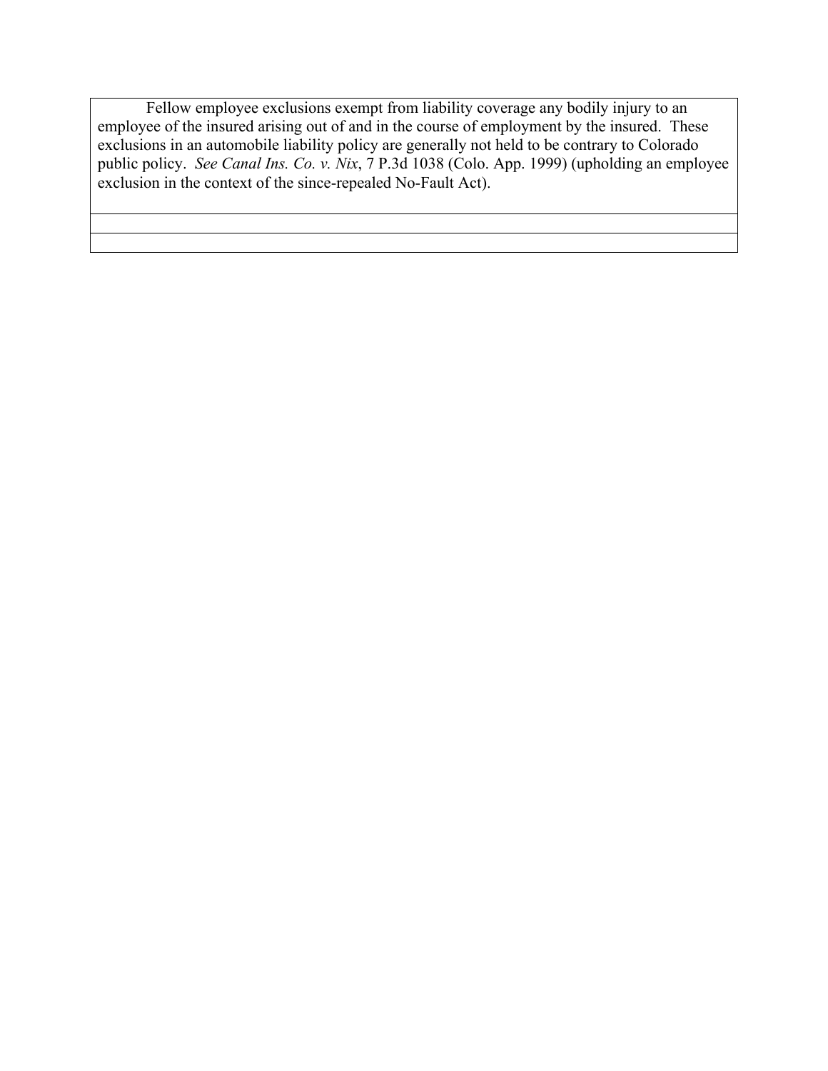Fellow employee exclusions exempt from liability coverage any bodily injury to an employee of the insured arising out of and in the course of employment by the insured. These exclusions in an automobile liability policy are generally not held to be contrary to Colorado public policy. *See Canal Ins. Co. v. Nix*, 7 P.3d 1038 (Colo. App. 1999) (upholding an employee exclusion in the context of the since-repealed No-Fault Act).